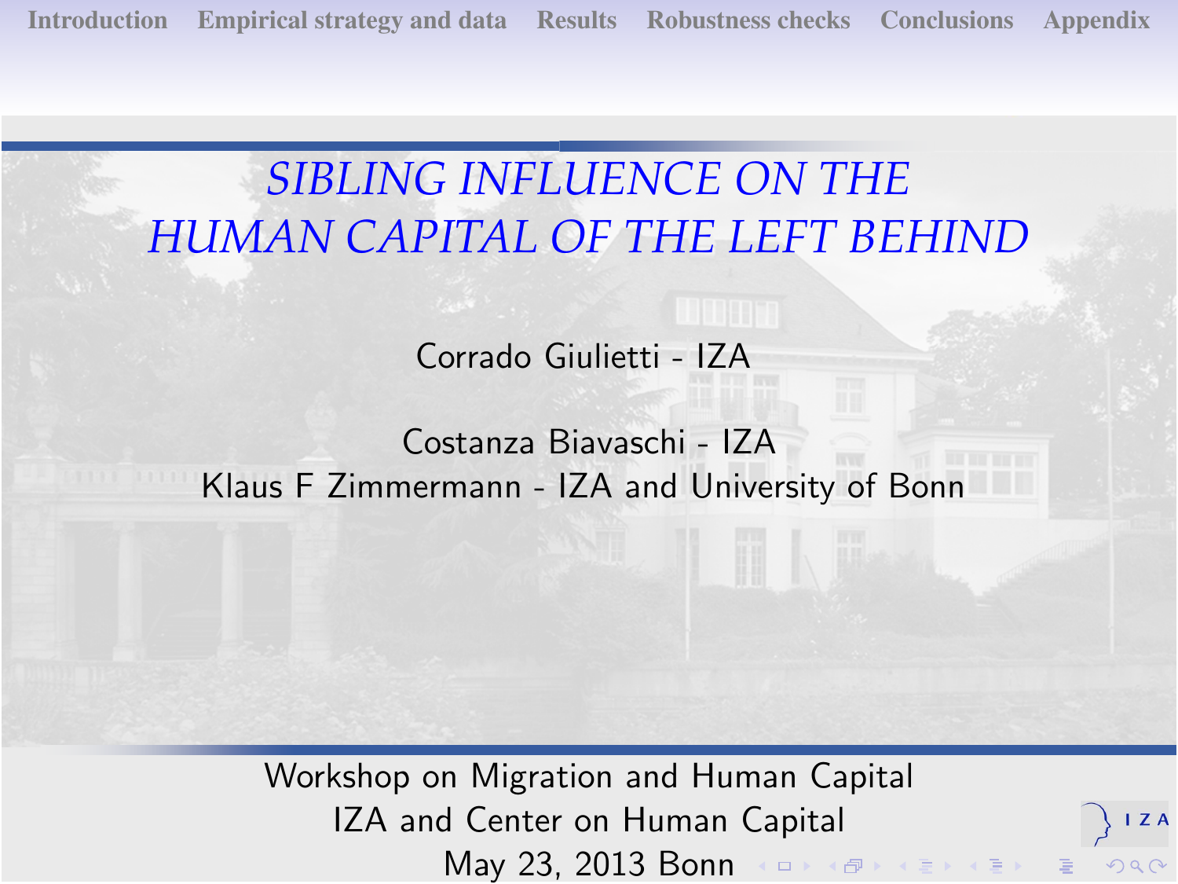# *SIBLING INFLUENCE ON THE HUMAN CAPITAL OF THE LEFT BEHIND*

Corrado Giulietti - IZA

Costanza Biavaschi - IZA

Klaus F Zimmermann - IZA and University of Bonn

Workshop on Migration and Human Capital

IZA and Center on Human Capital

May 23, 2013 Bonn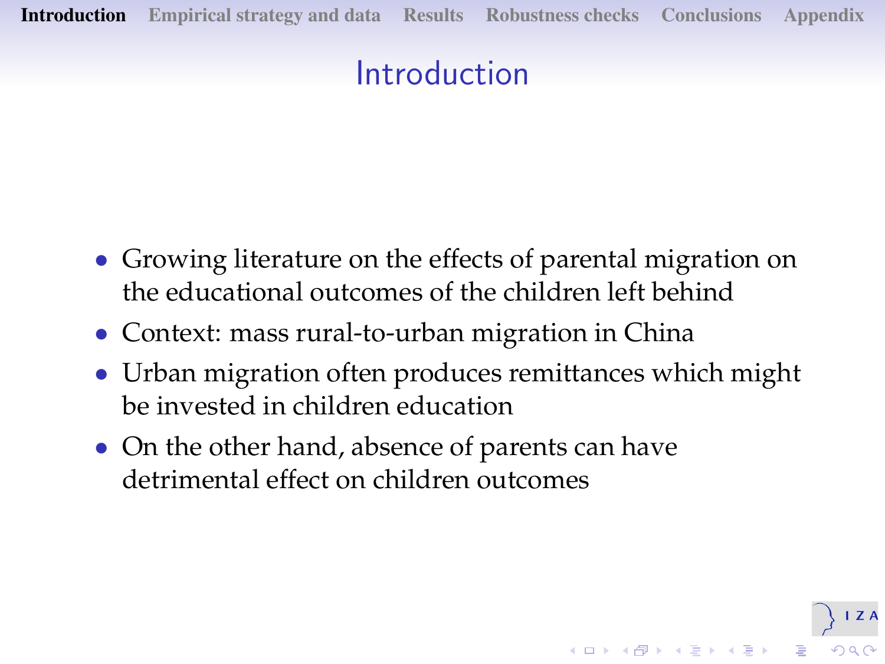# Introduction

- Growing literature on the effects of parental migration on the educational outcomes of the children left behind
- Context: mass rural-to-urban migration in China
- Urban migration often produces remittances which might be invested in children education
- On the other hand, absence of parents can have detrimental effect on children outcomes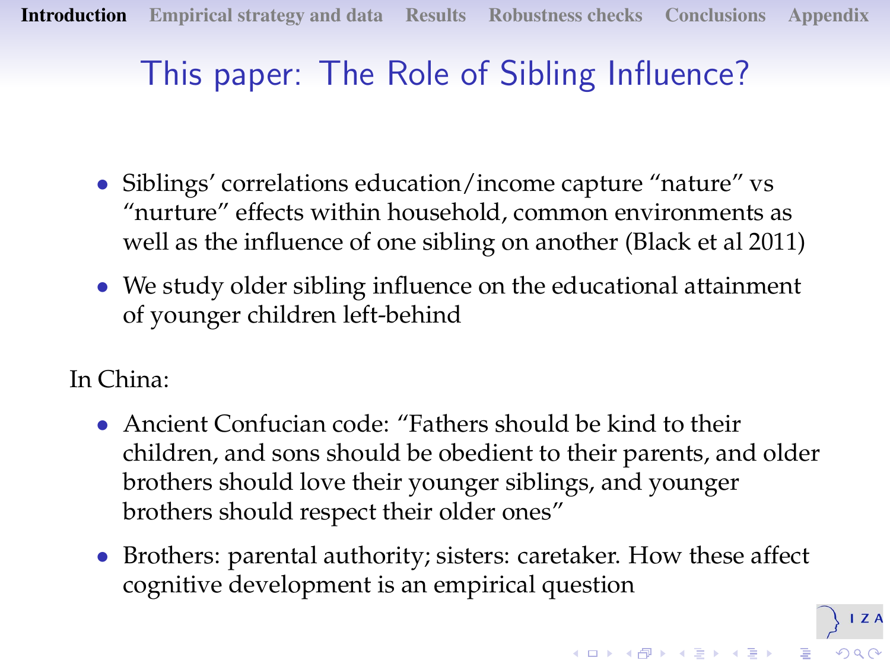# This paper: The Role of Sibling Influence?

- Siblings' correlations education/income capture "nature" vs "nurture" effects within household, common environments as well as the influence of one sibling on another (Black et al 2011)
- We study older sibling influence on the educational attainment of younger children left-behind

In China:

- Ancient Confucian code: "Fathers should be kind to their children, and sons should be obedient to their parents, and older brothers should love their younger siblings, and younger brothers should respect their older ones"
- Brothers: parental authority; sisters: caretaker. How these affect cognitive development is an empirical question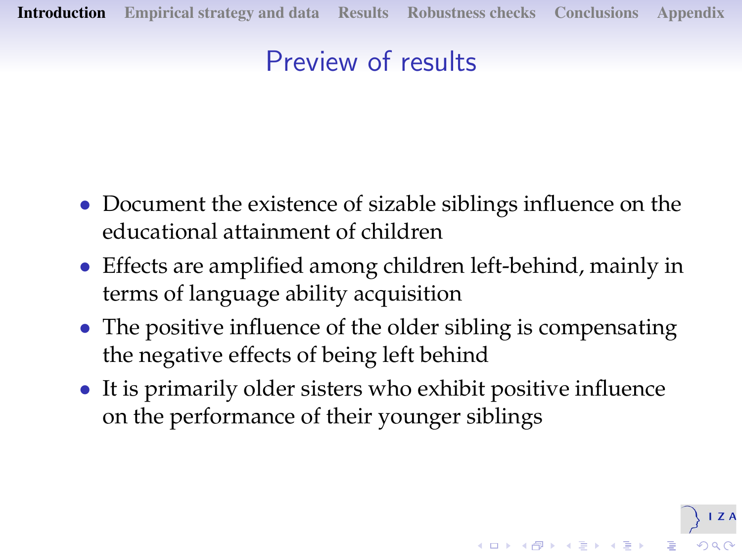# Preview of results

- Document the existence of sizable siblings influence on the educational attainment of children
- Effects are amplified among children left-behind, mainly in terms of language ability acquisition
- The positive influence of the older sibling is compensating the negative effects of being left behind
- It is primarily older sisters who exhibit positive influence on the performance of their younger siblings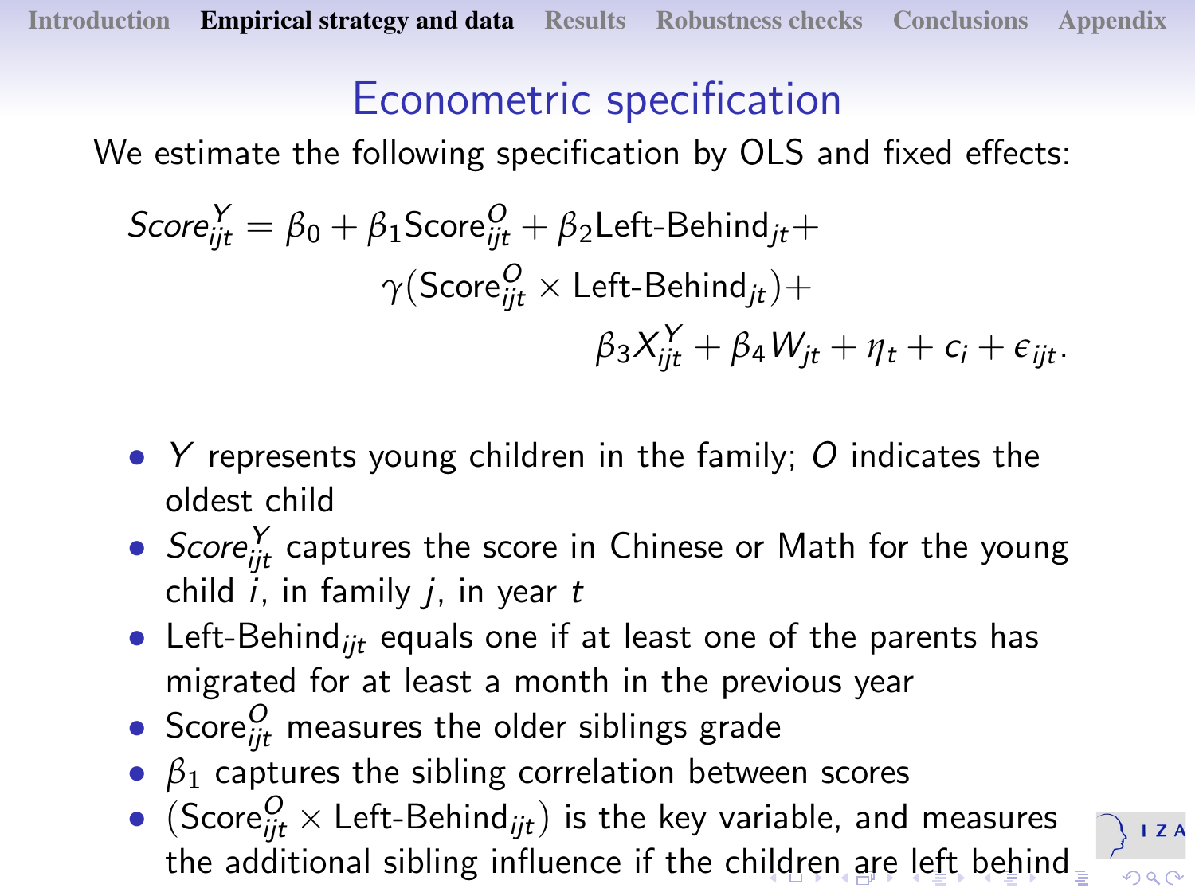# Econometric specification

We estimate the following specification by OLS and fixed effects:

$$Score_{ijt}^{Y} = \beta_0 + \beta_1 \text{Score}_{ijt}^{O} + \beta_2 \text{Left-Behind}_{jt} + \gamma(\text{Score}_{ijt}^{O} \times \text{Left-Behind}_{jt}) + \beta_3 X_{ijt}^{Y} + \beta_4 W_{jt} + \eta_t + c_i + \epsilon_{ijt}.$$

- $Y$ represents young children in the family; $O$ indicates the oldest child
- $Score_{ijt}^{Y}$ captures the score in Chinese or Math for the young child $i$, in family $j$, in year $t$
- $\text{Left-Behind}_{ijt}$ equals one if at least one of the parents has migrated for at least a month in the previous year
- $\text{Score}_{ijt}^{O}$ measures the older siblings grade
- $\beta_1$ captures the sibling correlation between scores
- $(\text{Score}_{ijt}^{O} \times \text{Left-Behind}_{ijt})$ is the key variable, and measures the additional sibling influence if the children are left behind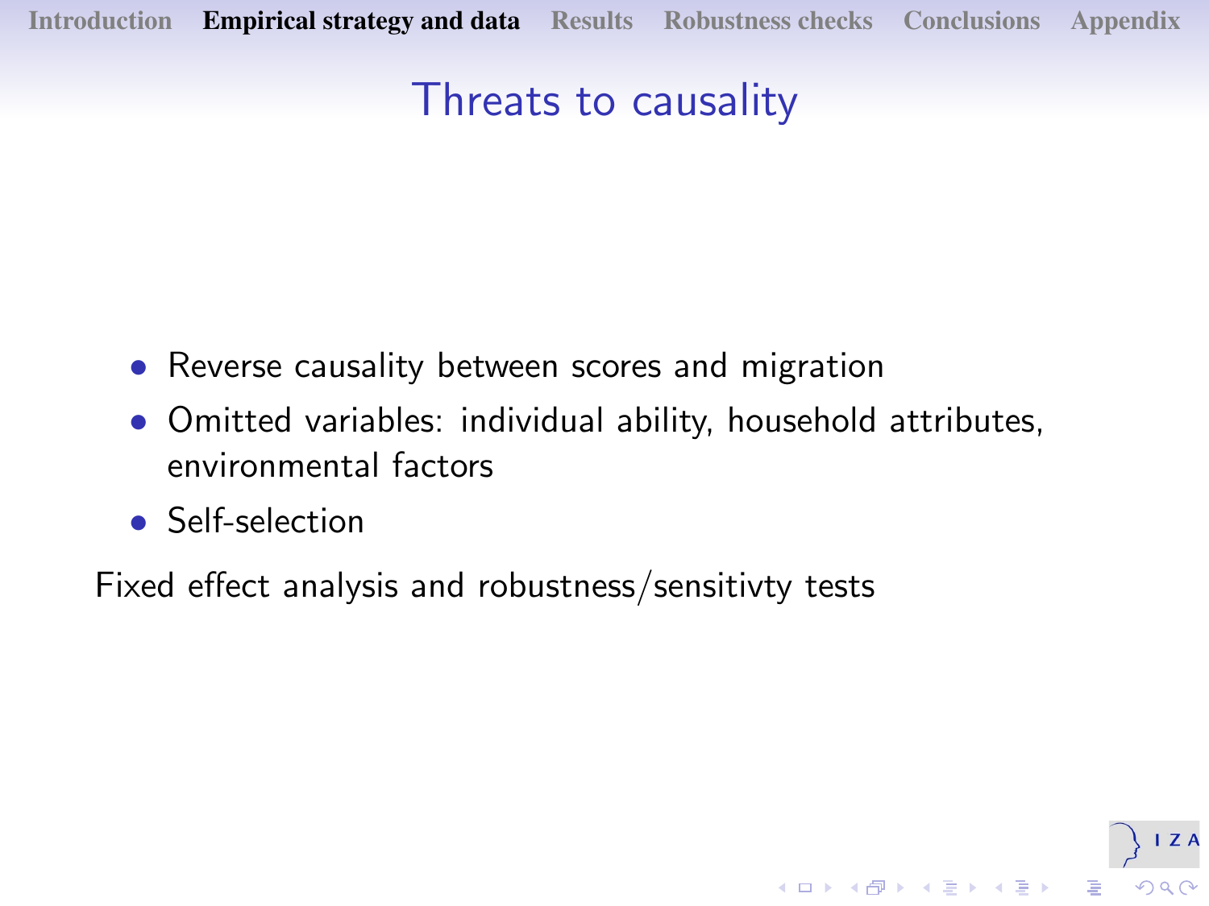# Threats to causality

- Reverse causality between scores and migration
- Omitted variables: individual ability, household attributes, environmental factors
- Self-selection

Fixed effect analysis and robustness/sensitivty tests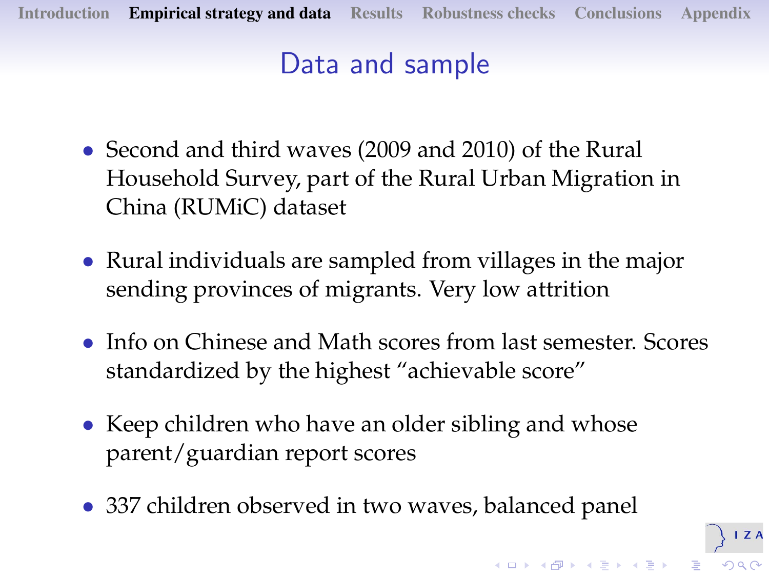# Data and sample

- Second and third waves (2009 and 2010) of the Rural Household Survey, part of the Rural Urban Migration in China (RUMiC) dataset
- Rural individuals are sampled from villages in the major sending provinces of migrants. Very low attrition
- Info on Chinese and Math scores from last semester. Scores standardized by the highest "achievable score"
- Keep children who have an older sibling and whose parent/guardian report scores
- 337 children observed in two waves, balanced panel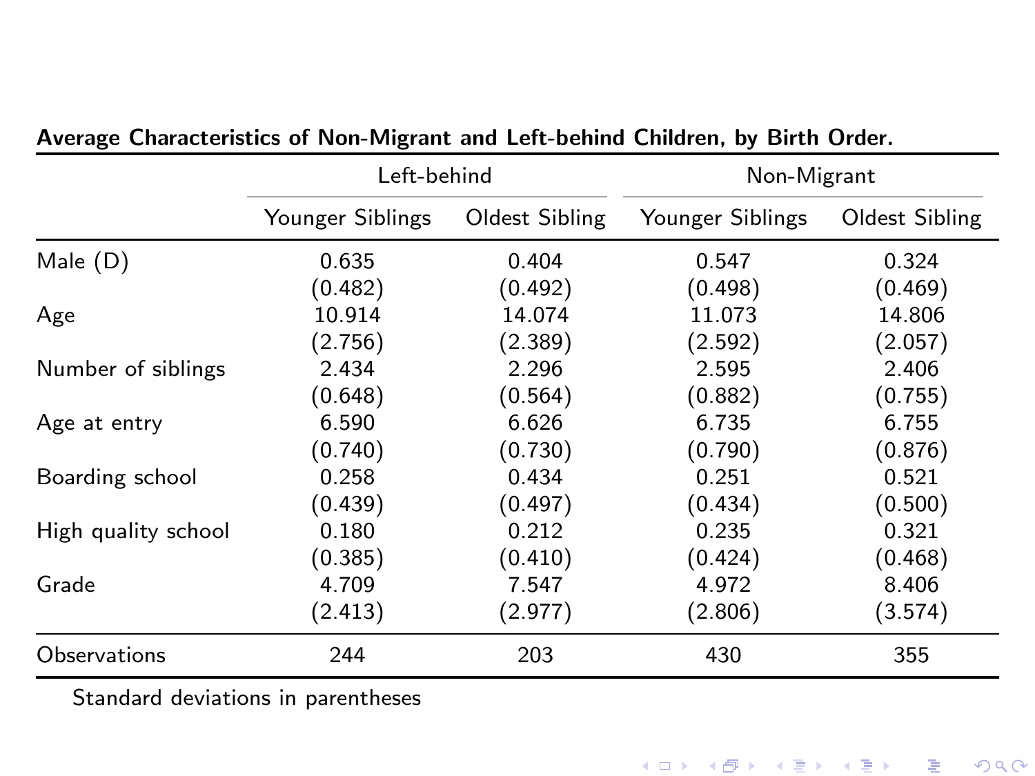**Average Characteristics of Non-Migrant and Left-behind Children, by Birth Order.**

| | Left-behind | | Non-Migrant | |
|---|---|---|---|---|
| | Younger Siblings | Oldest Sibling | Younger Siblings | Oldest Sibling |
| Male (D) | 0.635 | 0.404 | 0.547 | 0.324 |
| | (0.482) | (0.492) | (0.498) | (0.469) |
| Age | 10.914 | 14.074 | 11.073 | 14.806 |
| | (2.756) | (2.389) | (2.592) | (2.057) |
| Number of siblings | 2.434 | 2.296 | 2.595 | 2.406 |
| | (0.648) | (0.564) | (0.882) | (0.755) |
| Age at entry | 6.590 | 6.626 | 6.735 | 6.755 |
| | (0.740) | (0.730) | (0.790) | (0.876) |
| Boarding school | 0.258 | 0.434 | 0.251 | 0.521 |
| | (0.439) | (0.497) | (0.434) | (0.500) |
| High quality school | 0.180 | 0.212 | 0.235 | 0.321 |
| | (0.385) | (0.410) | (0.424) | (0.468) |
| Grade | 4.709 | 7.547 | 4.972 | 8.406 |
| | (2.413) | (2.977) | (2.806) | (3.574) |
| Observations | 244 | 203 | 430 | 355 |

Standard deviations in parentheses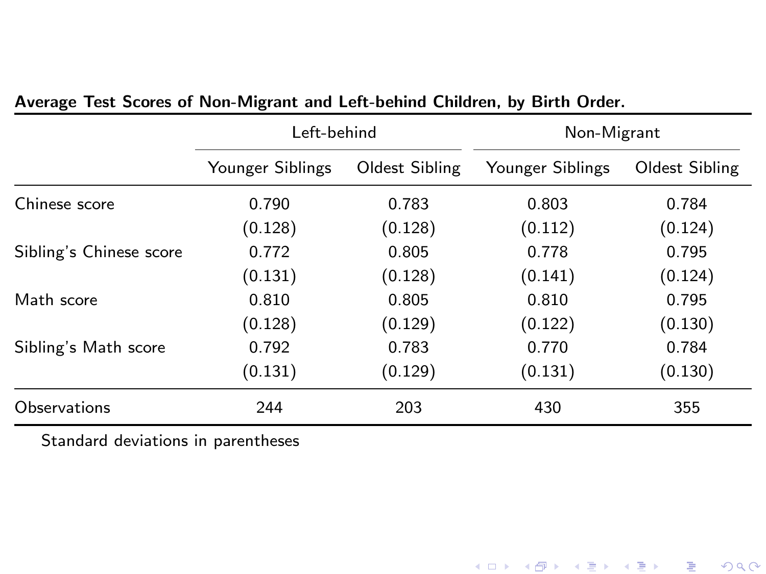**Average Test Scores of Non-Migrant and Left-behind Children, by Birth Order.**

| | Left-behind | | Non-Migrant | |
|---|---|---|---|---|
| | Younger Siblings | Oldest Sibling | Younger Siblings | Oldest Sibling |
| Chinese score | 0.790 | 0.783 | 0.803 | 0.784 |
| | (0.128) | (0.128) | (0.112) | (0.124) |
| Sibling's Chinese score | 0.772 | 0.805 | 0.778 | 0.795 |
| | (0.131) | (0.128) | (0.141) | (0.124) |
| Math score | 0.810 | 0.805 | 0.810 | 0.795 |
| | (0.128) | (0.129) | (0.122) | (0.130) |
| Sibling's Math score | 0.792 | 0.783 | 0.770 | 0.784 |
| | (0.131) | (0.129) | (0.131) | (0.130) |
| Observations | 244 | 203 | 430 | 355 |

Standard deviations in parentheses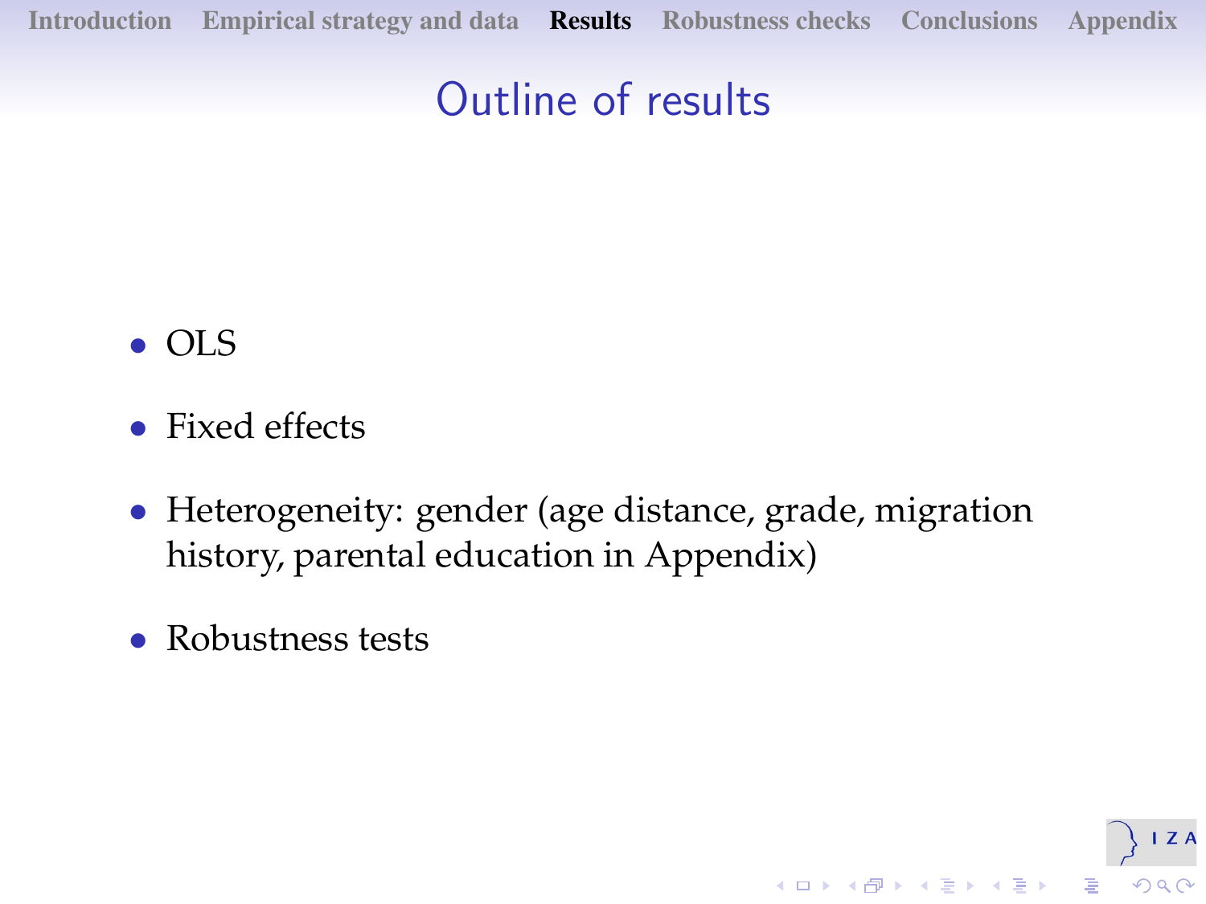# Outline of results

- OLS
- Fixed effects
- Heterogeneity: gender (age distance, grade, migration history, parental education in Appendix)
- Robustness tests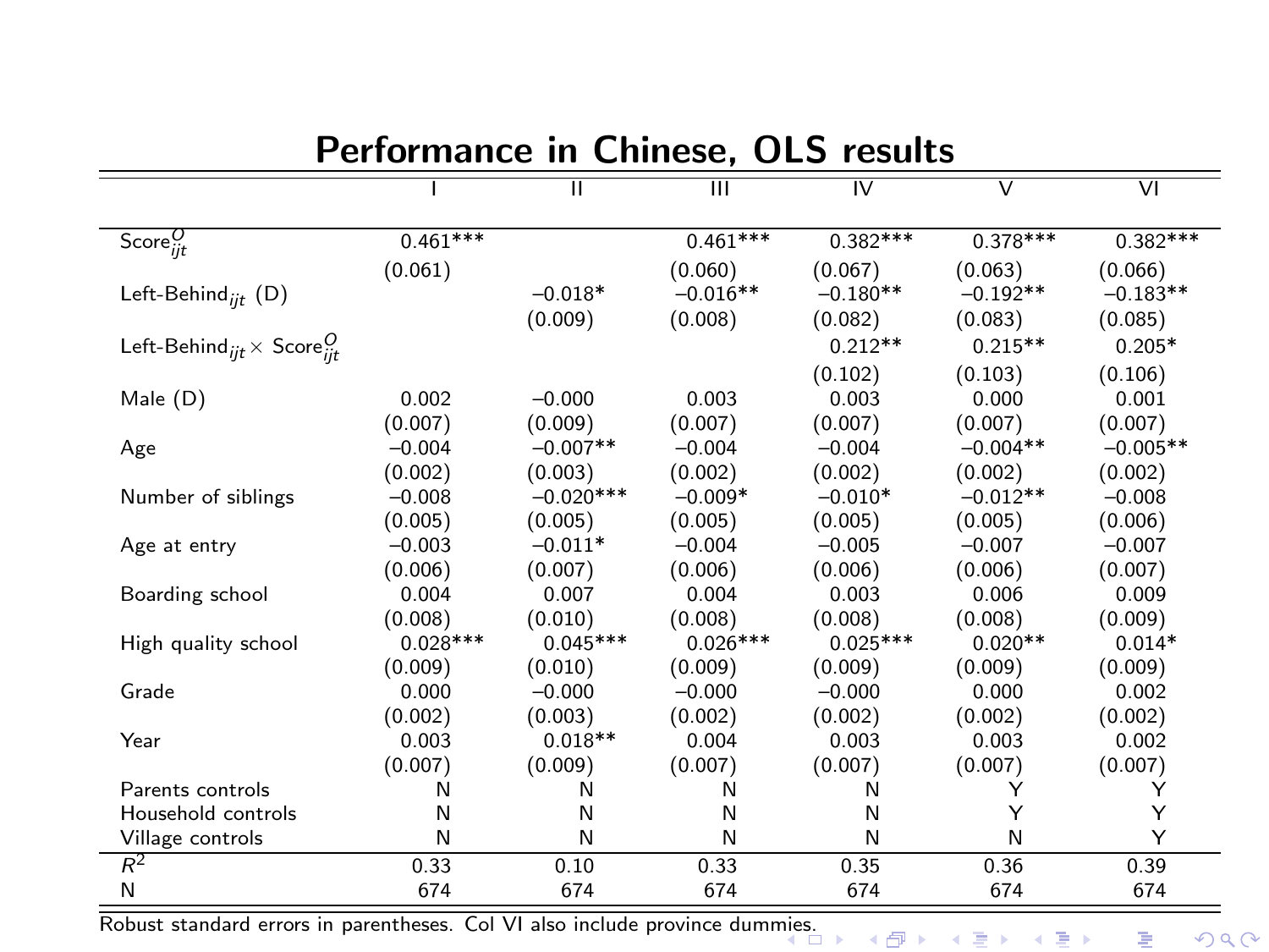## Performance in Chinese, OLS results

| | I | II | III | IV | V | VI |
|---|---|---|---|---|---|---|
| $\text{Score}^O_{ijt}$ | 0.461*** | | 0.461*** | 0.382*** | 0.378*** | 0.382*** |
| | (0.061) | | (0.060) | (0.067) | (0.063) | (0.066) |
| $\text{Left-Behind}_{ijt}$ (D) | | −0.018* | −0.016** | −0.180** | −0.192** | −0.183** |
| | | (0.009) | (0.008) | (0.082) | (0.083) | (0.085) |
| $\text{Left-Behind}_{ijt} \times \text{Score}^O_{ijt}$ | | | | 0.212** | 0.215** | 0.205* |
| | | | | (0.102) | (0.103) | (0.106) |
| Male (D) | 0.002 | −0.000 | 0.003 | 0.003 | 0.000 | 0.001 |
| | (0.007) | (0.009) | (0.007) | (0.007) | (0.007) | (0.007) |
| Age | −0.004 | −0.007** | −0.004 | −0.004 | −0.004** | −0.005** |
| | (0.002) | (0.003) | (0.002) | (0.002) | (0.002) | (0.002) |
| Number of siblings | −0.008 | −0.020*** | −0.009* | −0.010* | −0.012** | −0.008 |
| | (0.005) | (0.005) | (0.005) | (0.005) | (0.005) | (0.006) |
| Age at entry | −0.003 | −0.011* | −0.004 | −0.005 | −0.007 | −0.007 |
| | (0.006) | (0.007) | (0.006) | (0.006) | (0.006) | (0.007) |
| Boarding school | 0.004 | 0.007 | 0.004 | 0.003 | 0.006 | 0.009 |
| | (0.008) | (0.010) | (0.008) | (0.008) | (0.008) | (0.009) |
| High quality school | 0.028*** | 0.045*** | 0.026*** | 0.025*** | 0.020** | 0.014* |
| | (0.009) | (0.010) | (0.009) | (0.009) | (0.009) | (0.009) |
| Grade | 0.000 | −0.000 | −0.000 | −0.000 | 0.000 | 0.002 |
| | (0.002) | (0.003) | (0.002) | (0.002) | (0.002) | (0.002) |
| Year | 0.003 | 0.018** | 0.004 | 0.003 | 0.003 | 0.002 |
| | (0.007) | (0.009) | (0.007) | (0.007) | (0.007) | (0.007) |
| Parents controls | N | N | N | N | Y | Y |
| Household controls | N | N | N | N | Y | Y |
| Village controls | N | N | N | N | N | Y |
| $R^2$ | 0.33 | 0.10 | 0.33 | 0.35 | 0.36 | 0.39 |
| N | 674 | 674 | 674 | 674 | 674 | 674 |

Robust standard errors in parentheses. Col VI also include province dummies.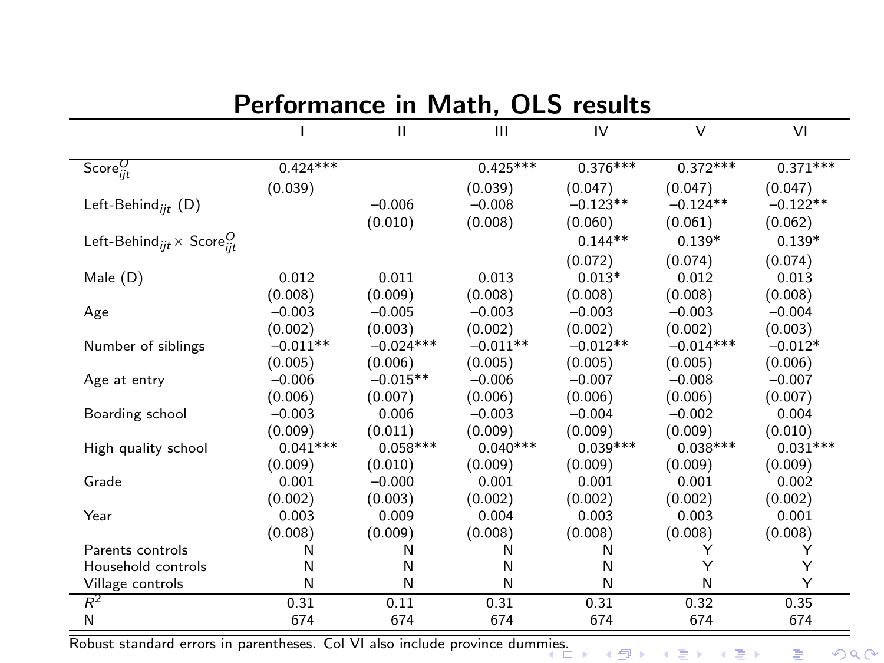## Performance in Math, OLS results

| | I | II | III | IV | V | VI |
|---|---|---|---|---|---|---|
| $\text{Score}^{O}_{ijt}$ | 0.424*** | | 0.425*** | 0.376*** | 0.372*** | 0.371*** |
| | (0.039) | | (0.039) | (0.047) | (0.047) | (0.047) |
| $\text{Left-Behind}_{ijt}$ (D) | | −0.006 | −0.008 | −0.123** | −0.124** | −0.122** |
| | | (0.010) | (0.008) | (0.060) | (0.061) | (0.062) |
| $\text{Left-Behind}_{ijt} \times \text{Score}^{O}_{ijt}$ | | | | 0.144** | 0.139* | 0.139* |
| | | | | (0.072) | (0.074) | (0.074) |
| Male (D) | 0.012 | 0.011 | 0.013 | 0.013* | 0.012 | 0.013 |
| | (0.008) | (0.009) | (0.008) | (0.008) | (0.008) | (0.008) |
| Age | −0.003 | −0.005 | −0.003 | −0.003 | −0.003 | −0.004 |
| | (0.002) | (0.003) | (0.002) | (0.002) | (0.002) | (0.003) |
| Number of siblings | −0.011** | −0.024*** | −0.011** | −0.012** | −0.014*** | −0.012* |
| | (0.005) | (0.006) | (0.005) | (0.005) | (0.005) | (0.006) |
| Age at entry | −0.006 | −0.015** | −0.006 | −0.007 | −0.008 | −0.007 |
| | (0.006) | (0.007) | (0.006) | (0.006) | (0.006) | (0.007) |
| Boarding school | −0.003 | 0.006 | −0.003 | −0.004 | −0.002 | 0.004 |
| | (0.009) | (0.011) | (0.009) | (0.009) | (0.009) | (0.010) |
| High quality school | 0.041*** | 0.058*** | 0.040*** | 0.039*** | 0.038*** | 0.031*** |
| | (0.009) | (0.010) | (0.009) | (0.009) | (0.009) | (0.009) |
| Grade | 0.001 | −0.000 | 0.001 | 0.001 | 0.001 | 0.002 |
| | (0.002) | (0.003) | (0.002) | (0.002) | (0.002) | (0.002) |
| Year | 0.003 | 0.009 | 0.004 | 0.003 | 0.003 | 0.001 |
| | (0.008) | (0.009) | (0.008) | (0.008) | (0.008) | (0.008) |
| Parents controls | N | N | N | N | Y | Y |
| Household controls | N | N | N | N | Y | Y |
| Village controls | N | N | N | N | N | Y |
| $R^2$ | 0.31 | 0.11 | 0.31 | 0.31 | 0.32 | 0.35 |
| N | 674 | 674 | 674 | 674 | 674 | 674 |

Robust standard errors in parentheses. Col VI also include province dummies.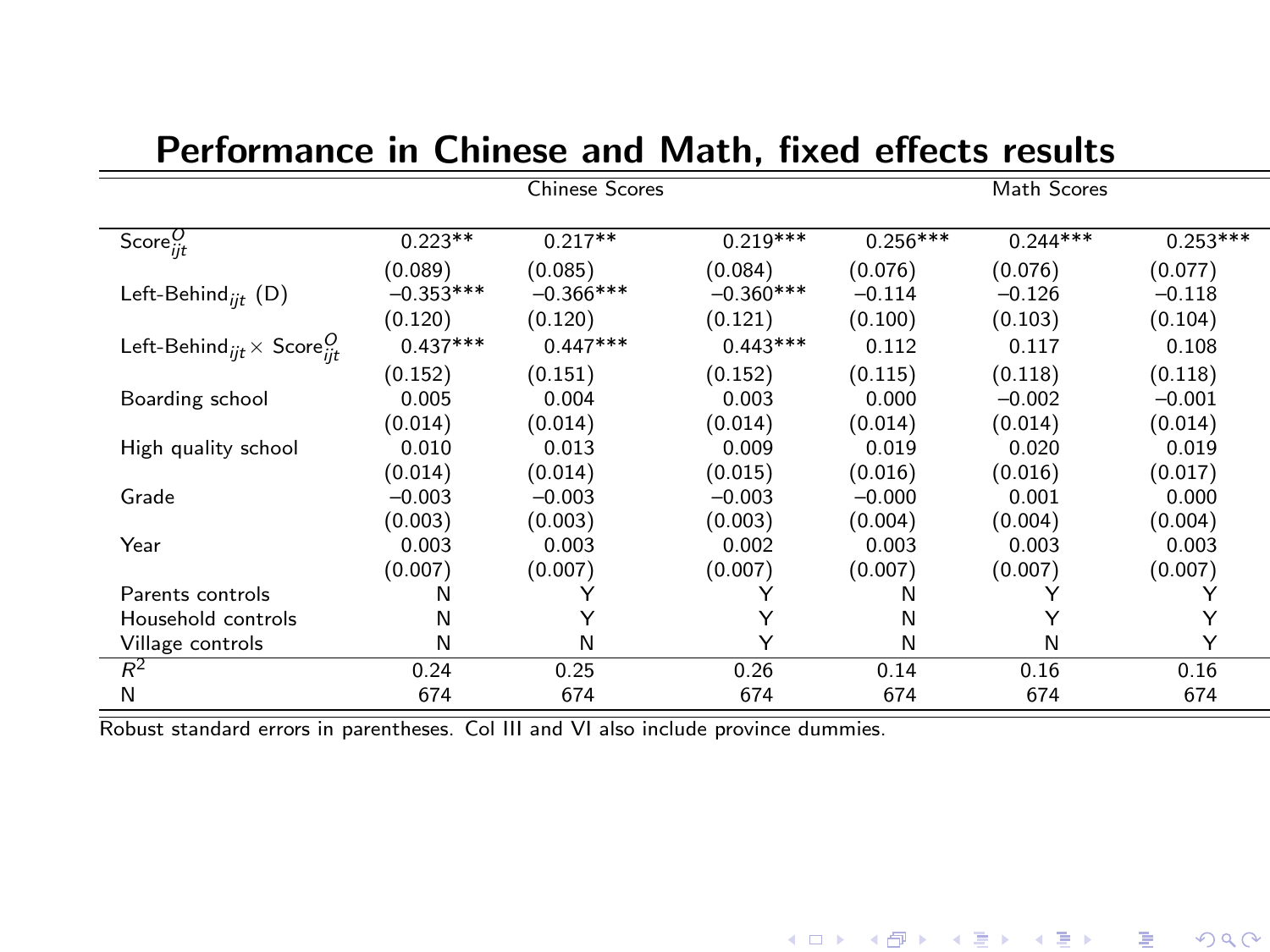# Performance in Chinese and Math, fixed effects results

| | Chinese Scores | | | Math Scores | | |
|---|---|---|---|---|---|---|
| $\text{Score}^O_{ijt}$ | 0.223** | 0.217** | 0.219*** | 0.256*** | 0.244*** | 0.253*** |
| | (0.089) | (0.085) | (0.084) | (0.076) | (0.076) | (0.077) |
| $\text{Left-Behind}_{ijt}$ (D) | −0.353*** | −0.366*** | −0.360*** | −0.114 | −0.126 | −0.118 |
| | (0.120) | (0.120) | (0.121) | (0.100) | (0.103) | (0.104) |
| $\text{Left-Behind}_{ijt} \times \text{Score}^O_{ijt}$ | 0.437*** | 0.447*** | 0.443*** | 0.112 | 0.117 | 0.108 |
| | (0.152) | (0.151) | (0.152) | (0.115) | (0.118) | (0.118) |
| Boarding school | 0.005 | 0.004 | 0.003 | 0.000 | −0.002 | −0.001 |
| | (0.014) | (0.014) | (0.014) | (0.014) | (0.014) | (0.014) |
| High quality school | 0.010 | 0.013 | 0.009 | 0.019 | 0.020 | 0.019 |
| | (0.014) | (0.014) | (0.015) | (0.016) | (0.016) | (0.017) |
| Grade | −0.003 | −0.003 | −0.003 | −0.000 | 0.001 | 0.000 |
| | (0.003) | (0.003) | (0.003) | (0.004) | (0.004) | (0.004) |
| Year | 0.003 | 0.003 | 0.002 | 0.003 | 0.003 | 0.003 |
| | (0.007) | (0.007) | (0.007) | (0.007) | (0.007) | (0.007) |
| Parents controls | N | Y | Y | N | Y | Y |
| Household controls | N | Y | Y | N | Y | Y |
| Village controls | N | N | Y | N | N | Y |
| $R^2$ | 0.24 | 0.25 | 0.26 | 0.14 | 0.16 | 0.16 |
| N | 674 | 674 | 674 | 674 | 674 | 674 |

Robust standard errors in parentheses. Col III and VI also include province dummies.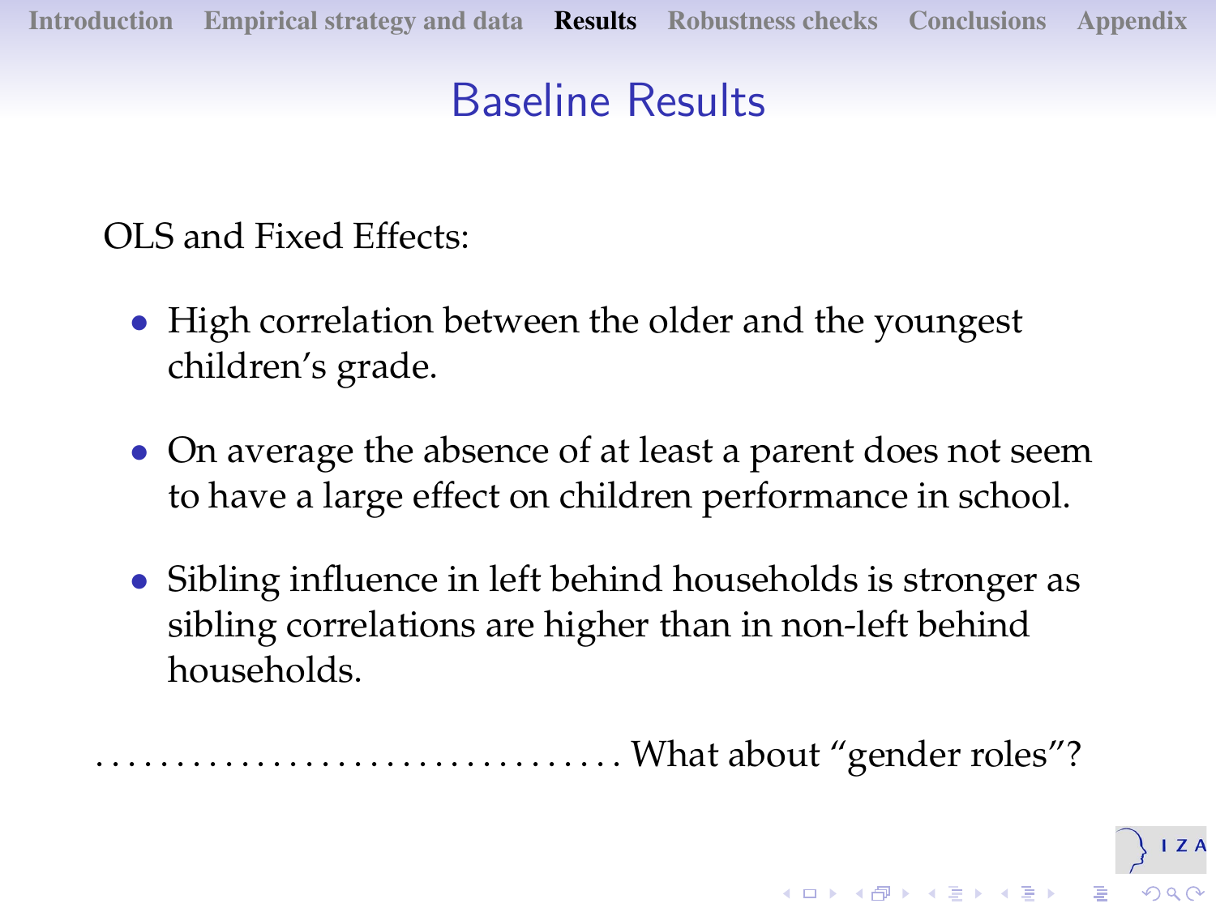# Baseline Results

OLS and Fixed Effects:

- High correlation between the older and the youngest children's grade.
- On average the absence of at least a parent does not seem to have a large effect on children performance in school.
- Sibling influence in left behind households is stronger as sibling correlations are higher than in non-left behind households.

.................................. What about "gender roles"?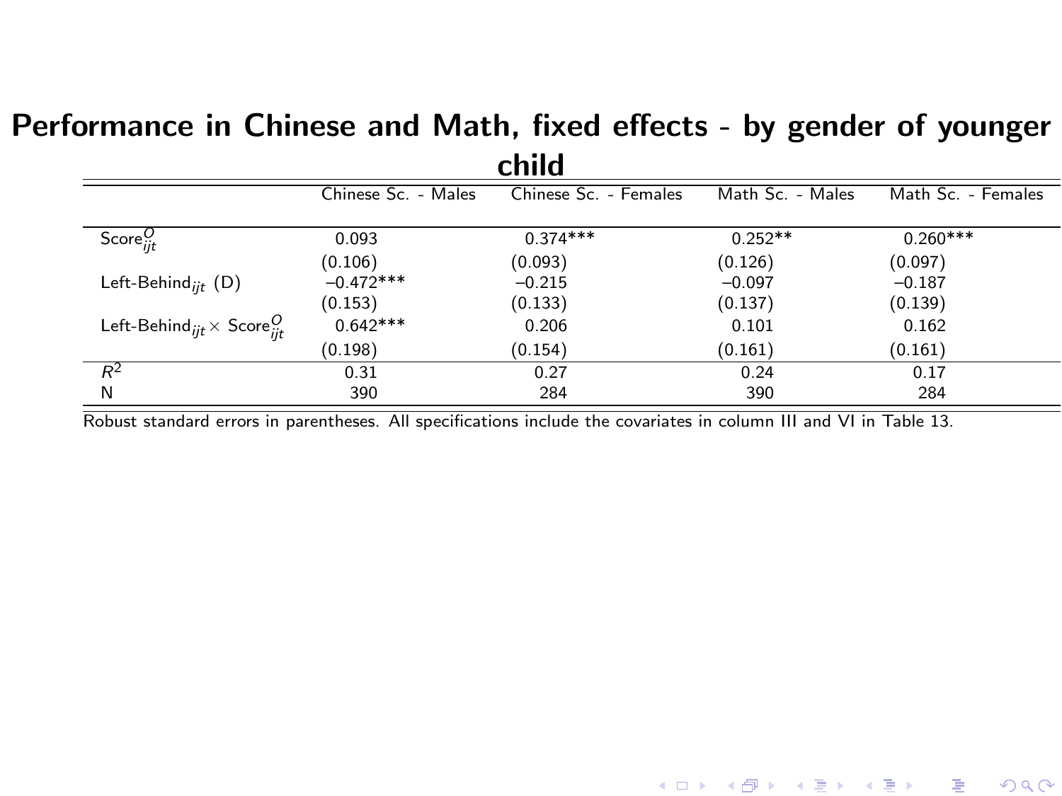# Performance in Chinese and Math, fixed effects - by gender of younger child

| | Chinese Sc. - Males | Chinese Sc. - Females | Math Sc. - Males | Math Sc. - Females |
|---|---|---|---|---|
| $\text{Score}^O_{ijt}$ | 0.093 | 0.374*** | 0.252** | 0.260*** |
| | (0.106) | (0.093) | (0.126) | (0.097) |
| $\text{Left-Behind}_{ijt}$ (D) | −0.472*** | −0.215 | −0.097 | −0.187 |
| | (0.153) | (0.133) | (0.137) | (0.139) |
| $\text{Left-Behind}_{ijt} \times \text{Score}^O_{ijt}$ | 0.642*** | 0.206 | 0.101 | 0.162 |
| | (0.198) | (0.154) | (0.161) | (0.161) |
| $R^2$ | 0.31 | 0.27 | 0.24 | 0.17 |
| N | 390 | 284 | 390 | 284 |

Robust standard errors in parentheses. All specifications include the covariates in column III and VI in Table 13.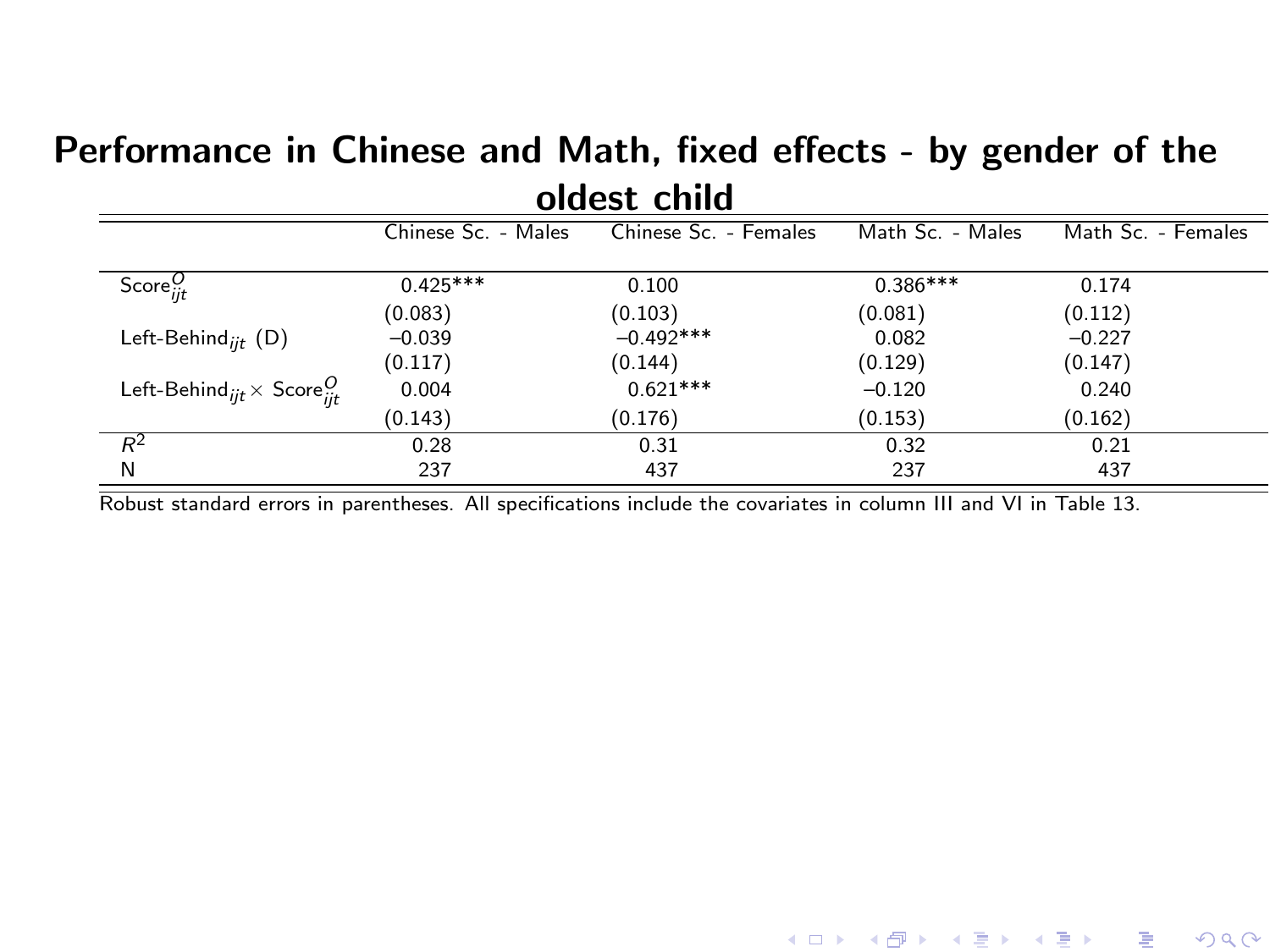# Performance in Chinese and Math, fixed effects - by gender of the oldest child

| | Chinese Sc. - Males | Chinese Sc. - Females | Math Sc. - Males | Math Sc. - Females |
|---|---|---|---|---|
| $\text{Score}^{O}_{ijt}$ | 0.425*** | 0.100 | 0.386*** | 0.174 |
| | (0.083) | (0.103) | (0.081) | (0.112) |
| $\text{Left-Behind}_{ijt}$ (D) | −0.039 | −0.492*** | 0.082 | −0.227 |
| | (0.117) | (0.144) | (0.129) | (0.147) |
| $\text{Left-Behind}_{ijt} \times \text{Score}^{O}_{ijt}$ | 0.004 | 0.621*** | −0.120 | 0.240 |
| | (0.143) | (0.176) | (0.153) | (0.162) |
| $R^2$ | 0.28 | 0.31 | 0.32 | 0.21 |
| N | 237 | 437 | 237 | 437 |

Robust standard errors in parentheses. All specifications include the covariates in column III and VI in Table 13.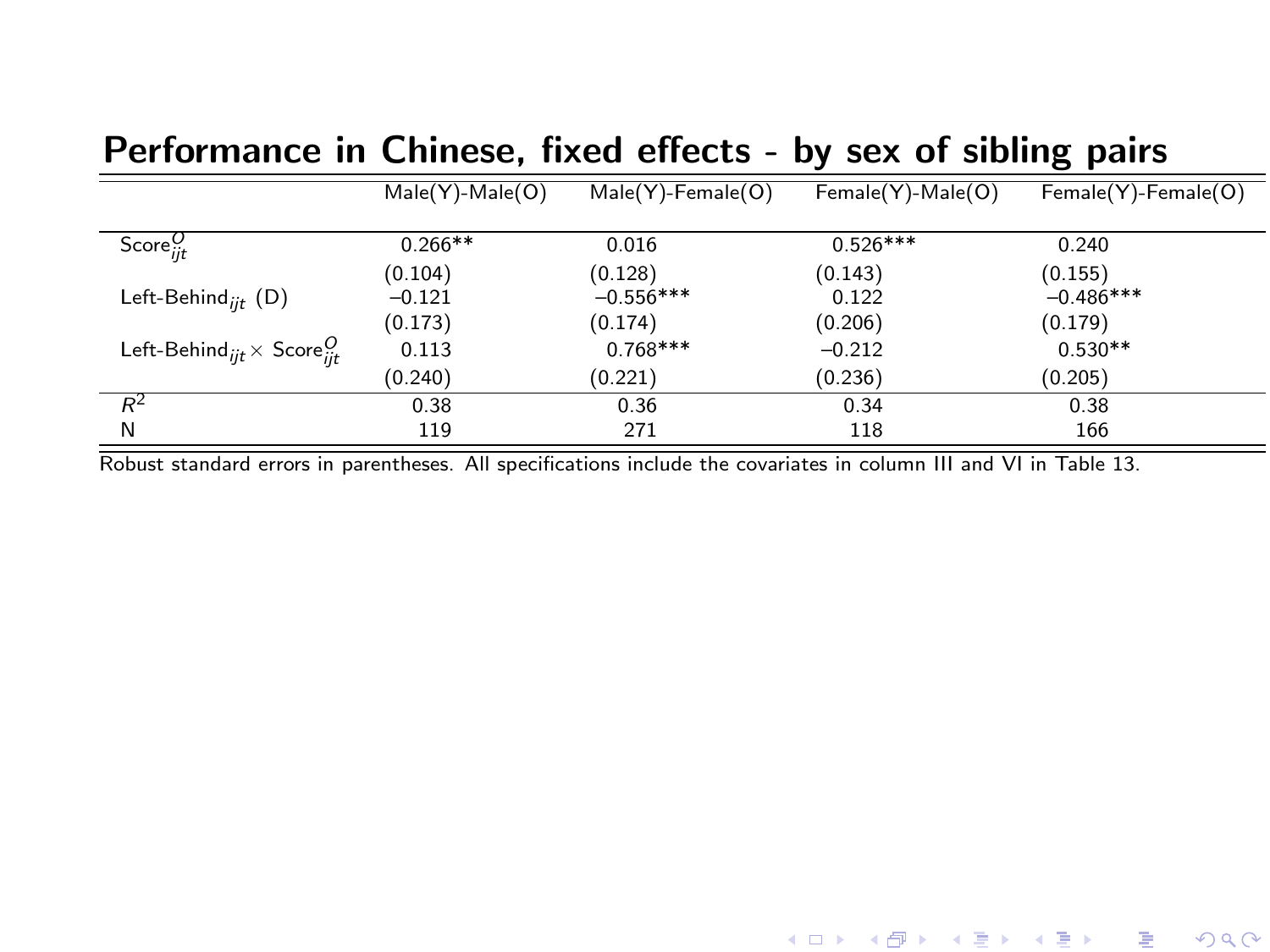# Performance in Chinese, fixed effects - by sex of sibling pairs

| | Male(Y)-Male(O) | Male(Y)-Female(O) | Female(Y)-Male(O) | Female(Y)-Female(O) |
|---|---|---|---|---|
| $\text{Score}^{O}_{ijt}$ | 0.266** | 0.016 | 0.526*** | 0.240 |
| | (0.104) | (0.128) | (0.143) | (0.155) |
| $\text{Left-Behind}_{ijt}$ (D) | −0.121 | −0.556*** | 0.122 | −0.486*** |
| | (0.173) | (0.174) | (0.206) | (0.179) |
| $\text{Left-Behind}_{ijt} \times \text{Score}^{O}_{ijt}$ | 0.113 | 0.768*** | −0.212 | 0.530** |
| | (0.240) | (0.221) | (0.236) | (0.205) |
| $R^2$ | 0.38 | 0.36 | 0.34 | 0.38 |
| N | 119 | 271 | 118 | 166 |

Robust standard errors in parentheses. All specifications include the covariates in column III and VI in Table 13.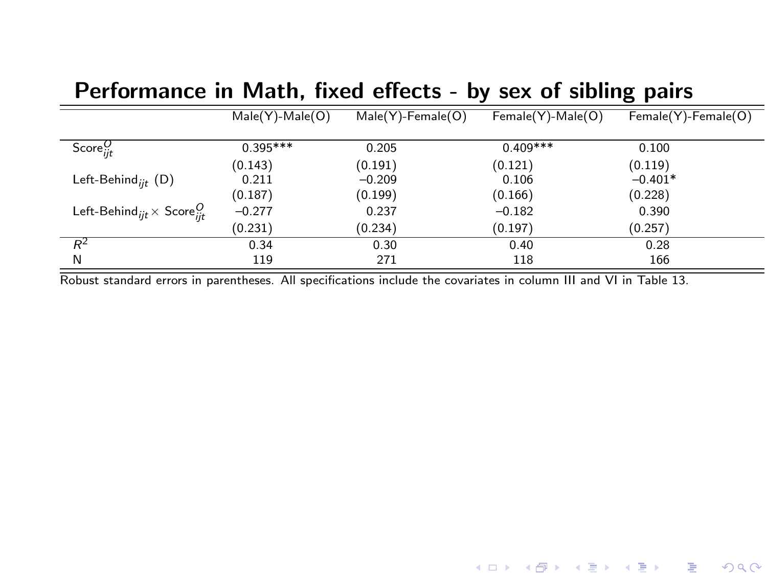# Performance in Math, fixed effects - by sex of sibling pairs

| | Male(Y)-Male(O) | Male(Y)-Female(O) | Female(Y)-Male(O) | Female(Y)-Female(O) |
|---|---|---|---|---|
| $\text{Score}^{O}_{ijt}$ | 0.395*** | 0.205 | 0.409*** | 0.100 |
| | (0.143) | (0.191) | (0.121) | (0.119) |
| $\text{Left-Behind}_{ijt}$ (D) | 0.211 | −0.209 | 0.106 | −0.401* |
| | (0.187) | (0.199) | (0.166) | (0.228) |
| $\text{Left-Behind}_{ijt} \times \text{Score}^{O}_{ijt}$ | −0.277 | 0.237 | −0.182 | 0.390 |
| | (0.231) | (0.234) | (0.197) | (0.257) |
| $R^2$ | 0.34 | 0.30 | 0.40 | 0.28 |
| N | 119 | 271 | 118 | 166 |

Robust standard errors in parentheses. All specifications include the covariates in column III and VI in Table 13.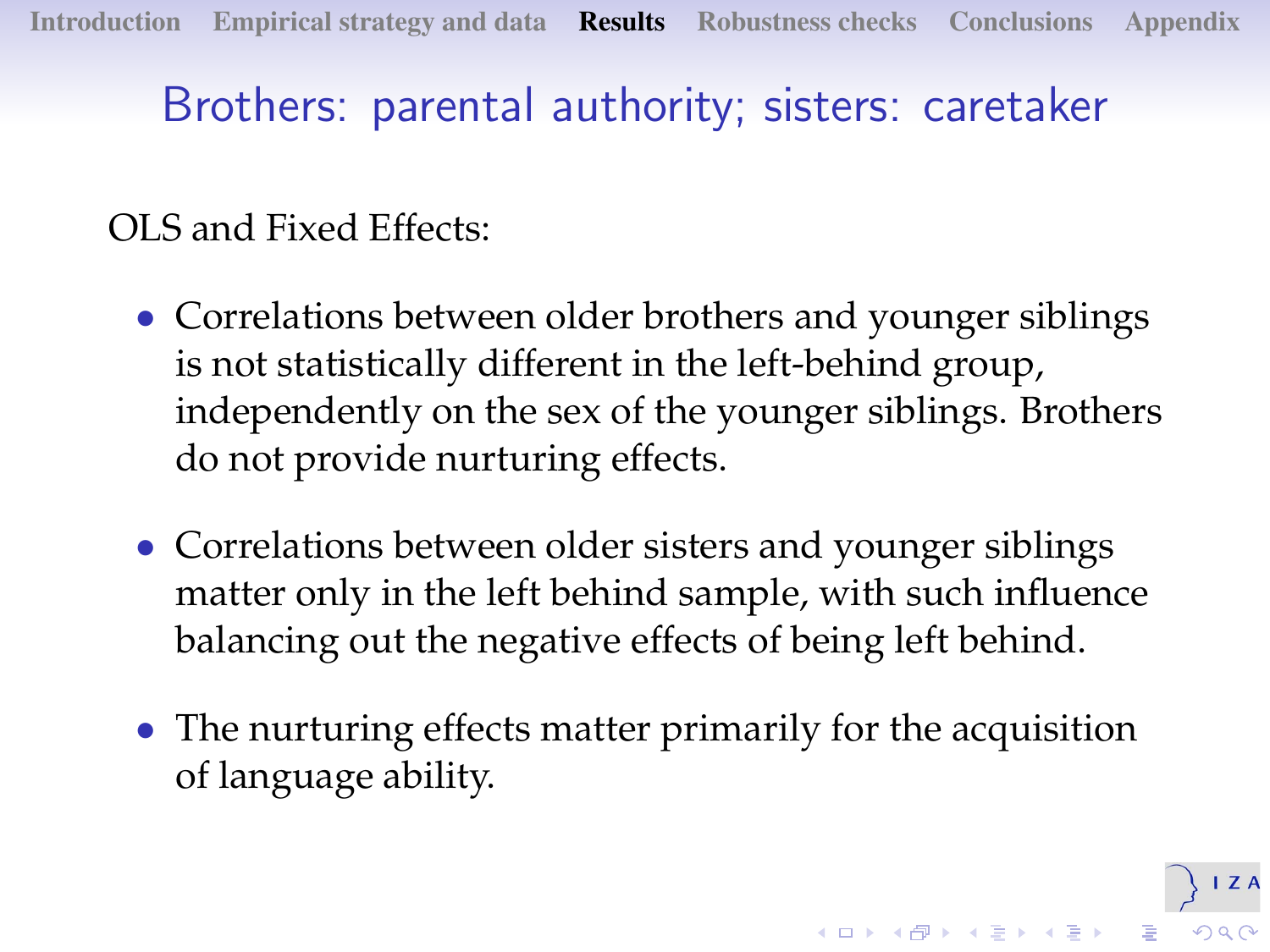# Brothers: parental authority; sisters: caretaker

OLS and Fixed Effects:

- Correlations between older brothers and younger siblings is not statistically different in the left-behind group, independently on the sex of the younger siblings. Brothers do not provide nurturing effects.

- Correlations between older sisters and younger siblings matter only in the left behind sample, with such influence balancing out the negative effects of being left behind.

- The nurturing effects matter primarily for the acquisition of language ability.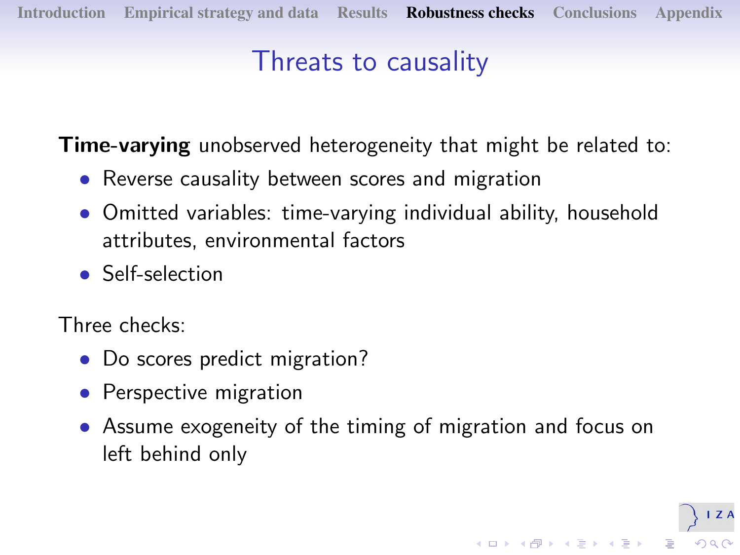# Threats to causality

**Time-varying** unobserved heterogeneity that might be related to:

- Reverse causality between scores and migration
- Omitted variables: time-varying individual ability, household attributes, environmental factors
- Self-selection

Three checks:

- Do scores predict migration?
- Perspective migration
- Assume exogeneity of the timing of migration and focus on left behind only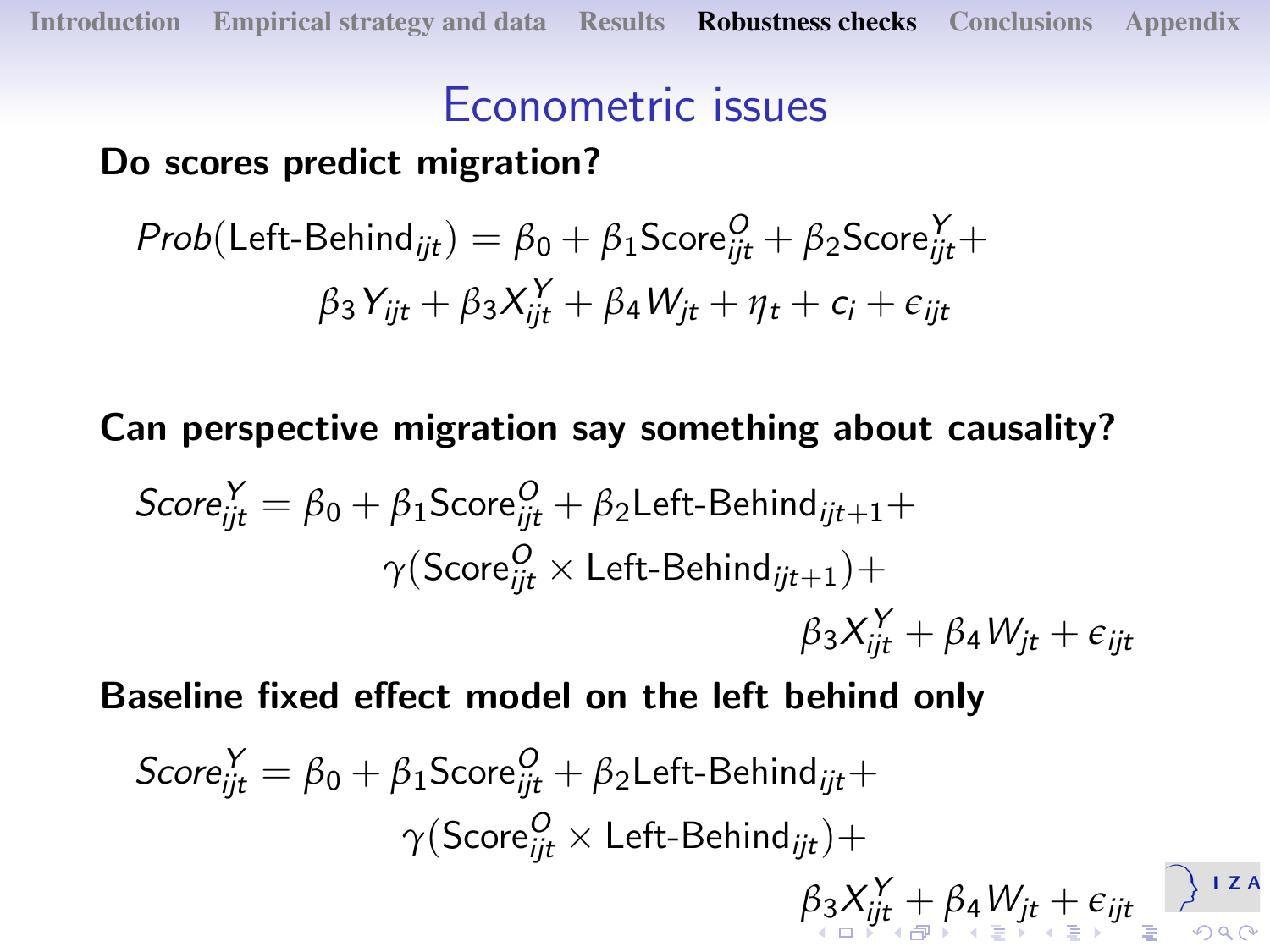# Econometric issues

**Do scores predict migration?**

$$Prob(\text{Left-Behind}_{ijt}) = \beta_0 + \beta_1 \text{Score}^O_{ijt} + \beta_2 \text{Score}^Y_{ijt} + \beta_3 Y_{ijt} + \beta_3 X^Y_{ijt} + \beta_4 W_{jt} + \eta_t + c_i + \epsilon_{ijt}$$

**Can perspective migration say something about causality?**

$$Score^Y_{ijt} = \beta_0 + \beta_1 \text{Score}^O_{ijt} + \beta_2 \text{Left-Behind}_{ijt+1} + \gamma(\text{Score}^O_{ijt} \times \text{Left-Behind}_{ijt+1}) + \beta_3 X^Y_{ijt} + \beta_4 W_{jt} + \epsilon_{ijt}$$

**Baseline fixed effect model on the left behind only**

$$Score^Y_{ijt} = \beta_0 + \beta_1 \text{Score}^O_{ijt} + \beta_2 \text{Left-Behind}_{ijt} + \gamma(\text{Score}^O_{ijt} \times \text{Left-Behind}_{ijt}) + \beta_3 X^Y_{ijt} + \beta_4 W_{jt} + \epsilon_{ijt}$$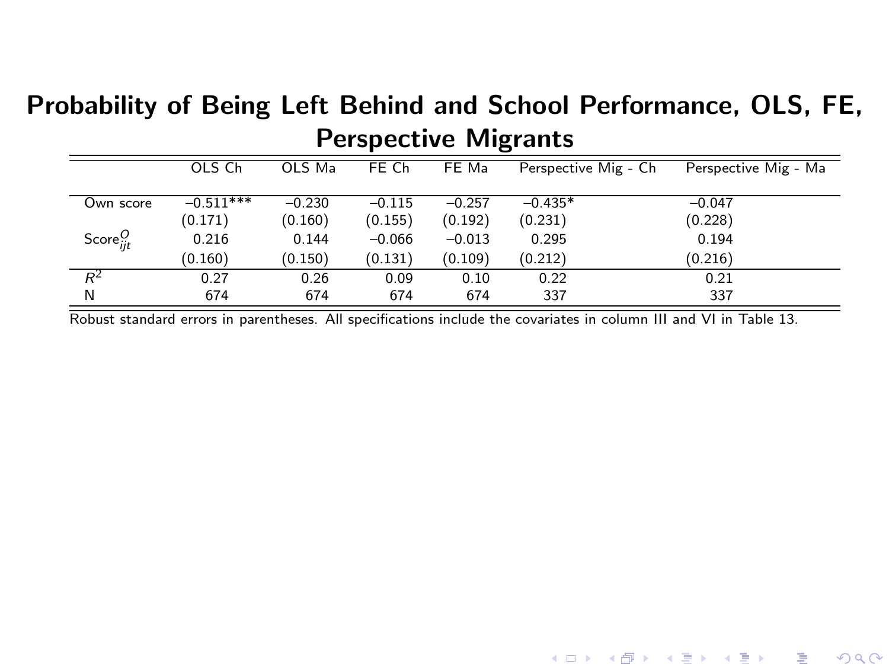## Probability of Being Left Behind and School Performance, OLS, FE, Perspective Migrants

| | OLS Ch | OLS Ma | FE Ch | FE Ma | Perspective Mig - Ch | Perspective Mig - Ma |
|---|---|---|---|---|---|---|
| Own score | −0.511*** | −0.230 | −0.115 | −0.257 | −0.435* | −0.047 |
| | (0.171) | (0.160) | (0.155) | (0.192) | (0.231) | (0.228) |
| $\text{Score}^{O}_{ijt}$ | 0.216 | 0.144 | −0.066 | −0.013 | 0.295 | 0.194 |
| | (0.160) | (0.150) | (0.131) | (0.109) | (0.212) | (0.216) |
| $R^2$ | 0.27 | 0.26 | 0.09 | 0.10 | 0.22 | 0.21 |
| N | 674 | 674 | 674 | 674 | 337 | 337 |

Robust standard errors in parentheses. All specifications include the covariates in column III and VI in Table 13.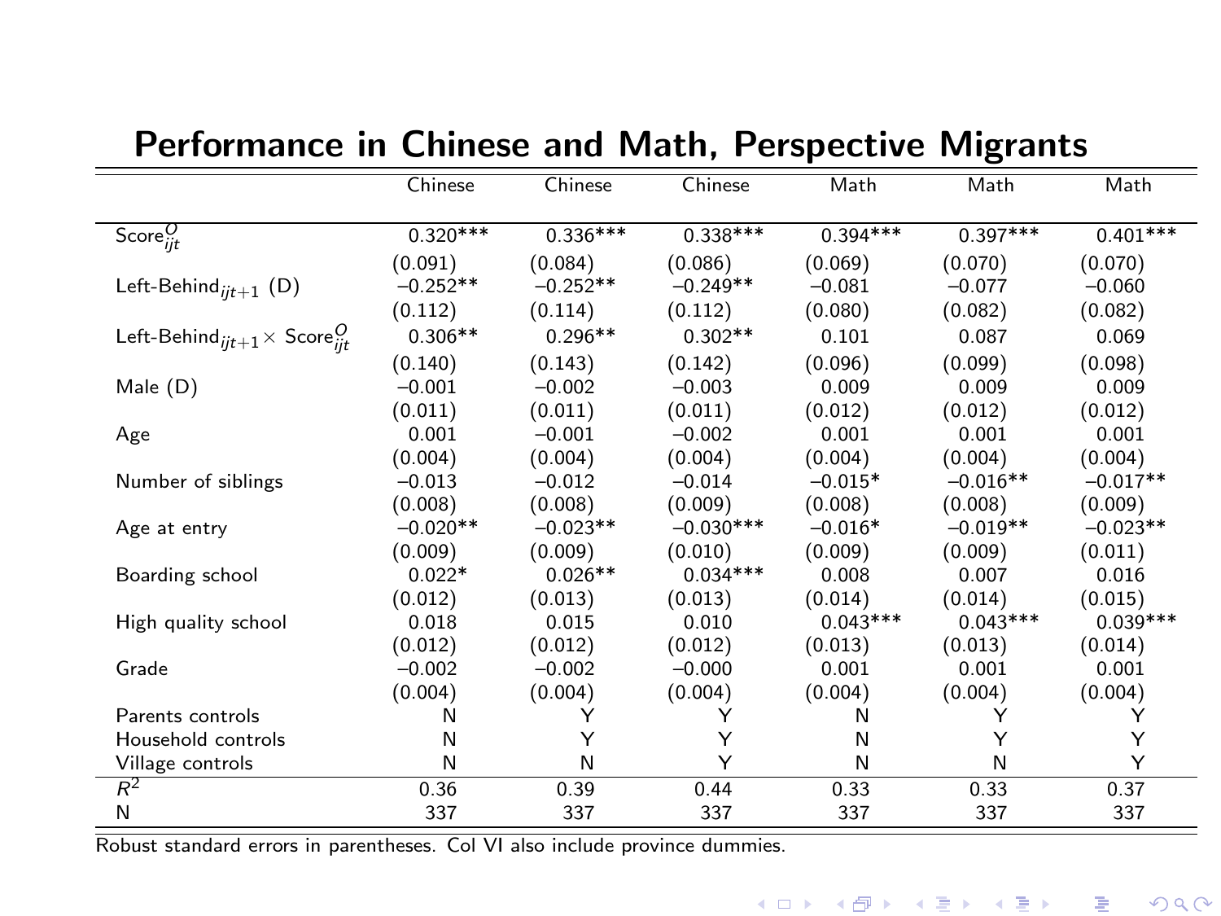# Performance in Chinese and Math, Perspective Migrants

| | Chinese | Chinese | Chinese | Math | Math | Math |
|---|---|---|---|---|---|---|
| $\text{Score}^O_{ijt}$ | 0.320*** | 0.336*** | 0.338*** | 0.394*** | 0.397*** | 0.401*** |
| | (0.091) | (0.084) | (0.086) | (0.069) | (0.070) | (0.070) |
| $\text{Left-Behind}_{ijt+1}$ (D) | −0.252** | −0.252** | −0.249** | −0.081 | −0.077 | −0.060 |
| | (0.112) | (0.114) | (0.112) | (0.080) | (0.082) | (0.082) |
| $\text{Left-Behind}_{ijt+1} \times \text{Score}^O_{ijt}$ | 0.306** | 0.296** | 0.302** | 0.101 | 0.087 | 0.069 |
| | (0.140) | (0.143) | (0.142) | (0.096) | (0.099) | (0.098) |
| Male (D) | −0.001 | −0.002 | −0.003 | 0.009 | 0.009 | 0.009 |
| | (0.011) | (0.011) | (0.011) | (0.012) | (0.012) | (0.012) |
| Age | 0.001 | −0.001 | −0.002 | 0.001 | 0.001 | 0.001 |
| | (0.004) | (0.004) | (0.004) | (0.004) | (0.004) | (0.004) |
| Number of siblings | −0.013 | −0.012 | −0.014 | −0.015* | −0.016** | −0.017** |
| | (0.008) | (0.008) | (0.009) | (0.008) | (0.008) | (0.009) |
| Age at entry | −0.020** | −0.023** | −0.030*** | −0.016* | −0.019** | −0.023** |
| | (0.009) | (0.009) | (0.010) | (0.009) | (0.009) | (0.011) |
| Boarding school | 0.022* | 0.026** | 0.034*** | 0.008 | 0.007 | 0.016 |
| | (0.012) | (0.013) | (0.013) | (0.014) | (0.014) | (0.015) |
| High quality school | 0.018 | 0.015 | 0.010 | 0.043*** | 0.043*** | 0.039*** |
| | (0.012) | (0.012) | (0.012) | (0.013) | (0.013) | (0.014) |
| Grade | −0.002 | −0.002 | −0.000 | 0.001 | 0.001 | 0.001 |
| | (0.004) | (0.004) | (0.004) | (0.004) | (0.004) | (0.004) |
| Parents controls | N | Y | Y | N | Y | Y |
| Household controls | N | Y | Y | N | Y | Y |
| Village controls | N | N | Y | N | N | Y |
| $R^2$ | 0.36 | 0.39 | 0.44 | 0.33 | 0.33 | 0.37 |
| N | 337 | 337 | 337 | 337 | 337 | 337 |

Robust standard errors in parentheses. Col VI also include province dummies.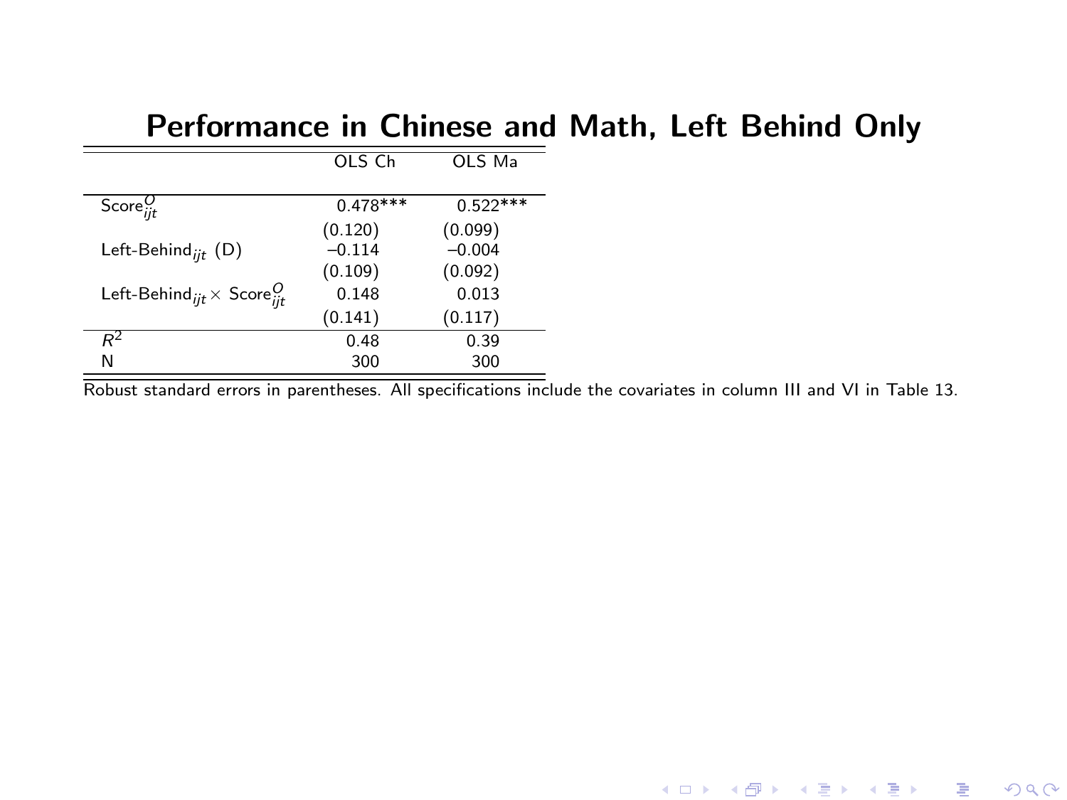# Performance in Chinese and Math, Left Behind Only

| | OLS Ch | OLS Ma |
|---|---|---|
| $\text{Score}^{O}_{ijt}$ | 0.478*** | 0.522*** |
| | (0.120) | (0.099) |
| $\text{Left-Behind}_{ijt}$ (D) | –0.114 | –0.004 |
| | (0.109) | (0.092) |
| $\text{Left-Behind}_{ijt} \times \text{Score}^{O}_{ijt}$ | 0.148 | 0.013 |
| | (0.141) | (0.117) |
| $R^2$ | 0.48 | 0.39 |
| N | 300 | 300 |

Robust standard errors in parentheses. All specifications include the covariates in column III and VI in Table 13.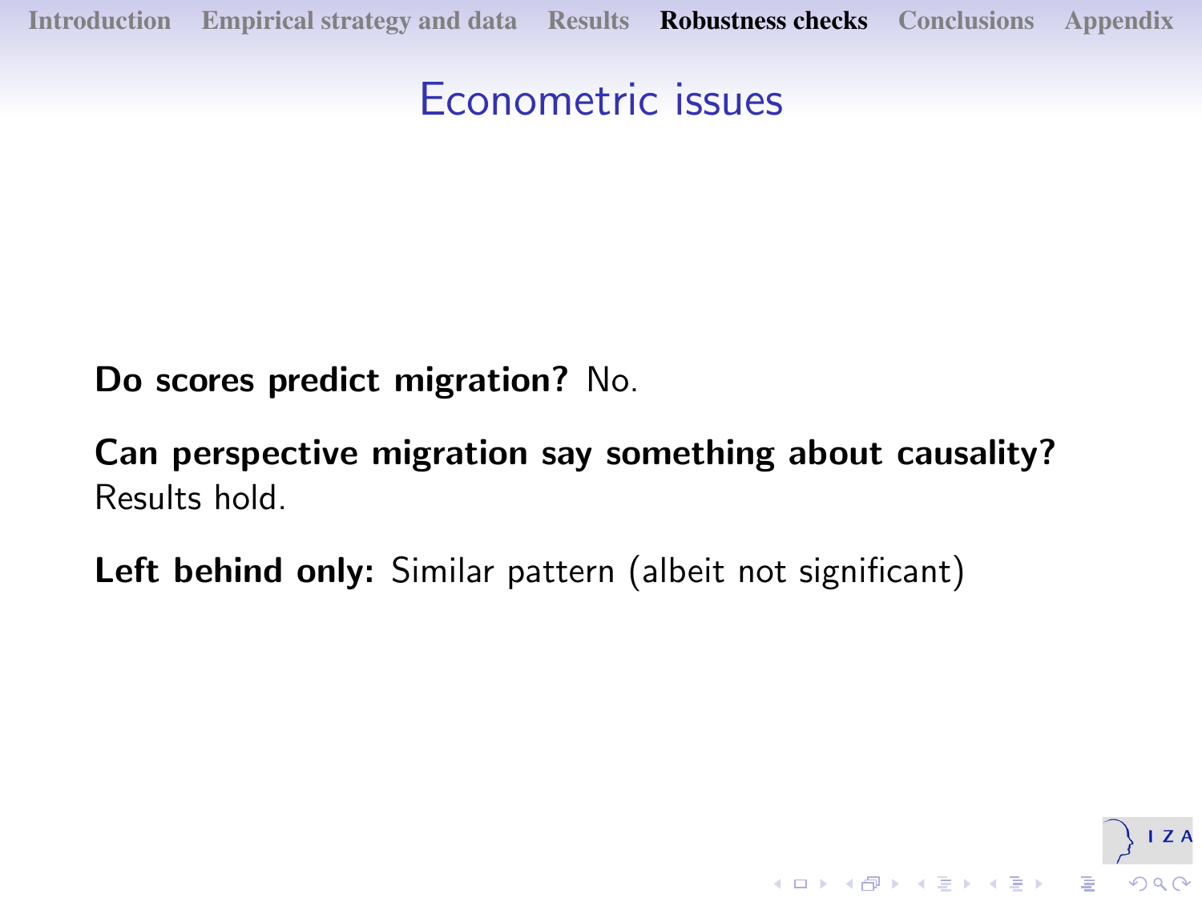# Econometric issues

**Do scores predict migration?** No.

**Can perspective migration say something about causality?** Results hold.

**Left behind only:** Similar pattern (albeit not significant)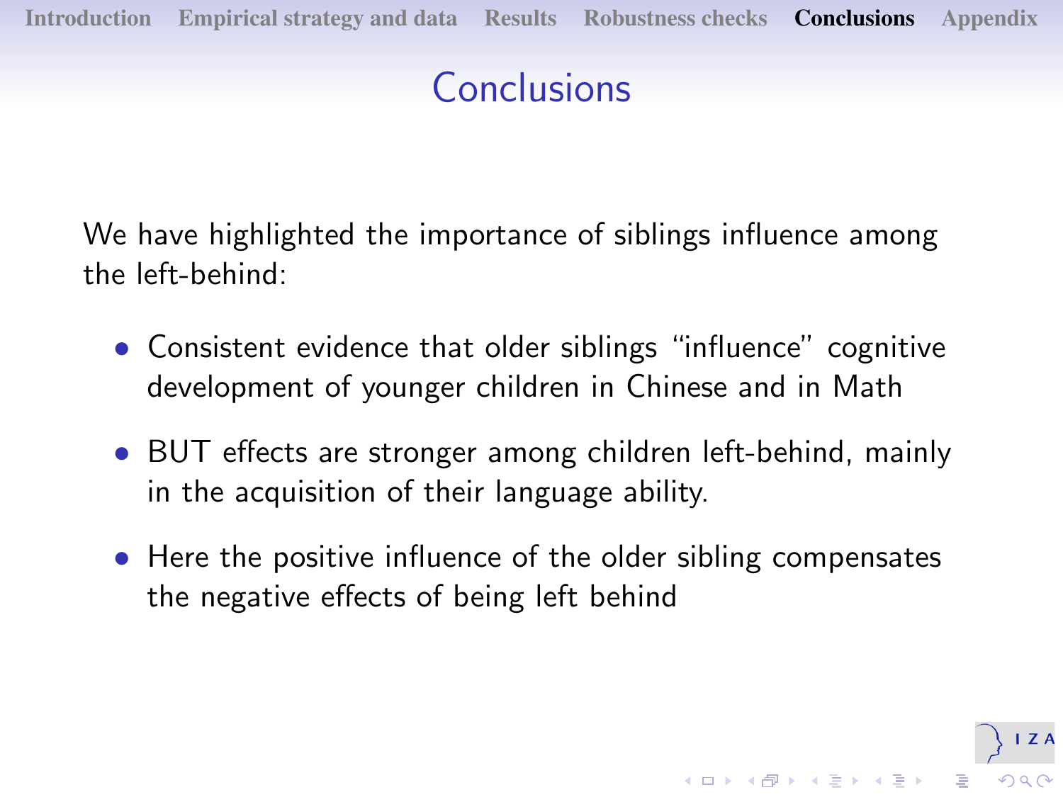# Conclusions

We have highlighted the importance of siblings influence among the left-behind:

- Consistent evidence that older siblings "influence" cognitive development of younger children in Chinese and in Math
- BUT effects are stronger among children left-behind, mainly in the acquisition of their language ability.
- Here the positive influence of the older sibling compensates the negative effects of being left behind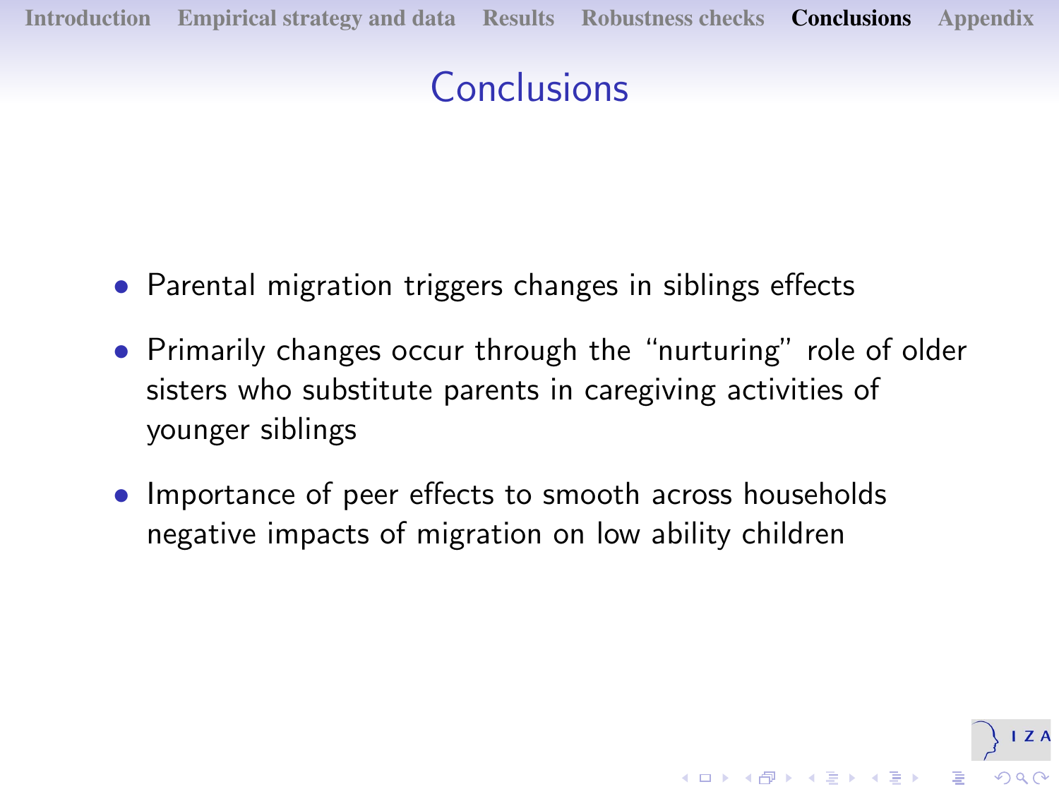# Conclusions

- Parental migration triggers changes in siblings effects
- Primarily changes occur through the “nurturing” role of older sisters who substitute parents in caregiving activities of younger siblings
- Importance of peer effects to smooth across households negative impacts of migration on low ability children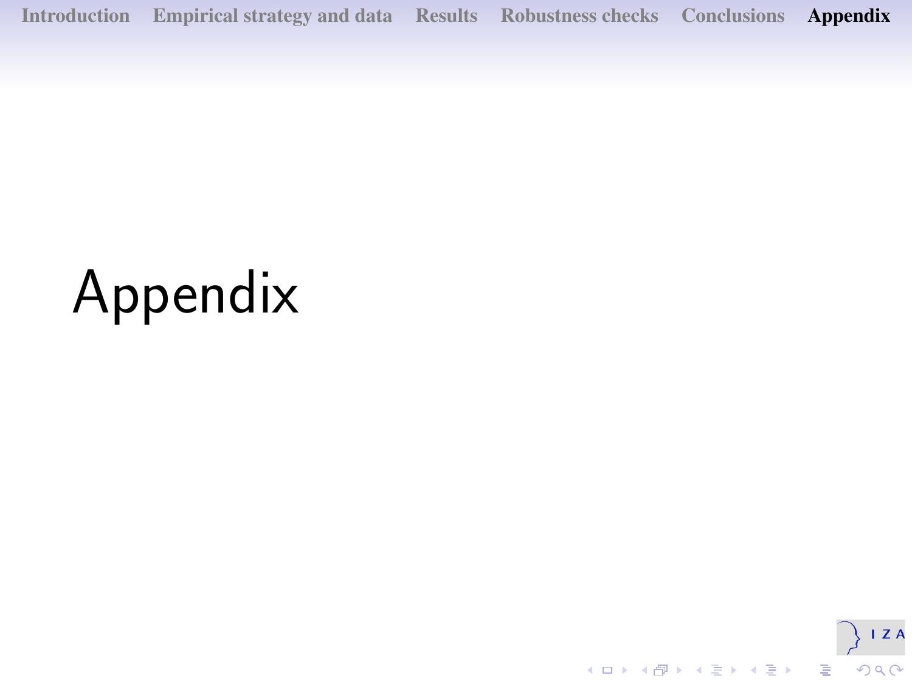# Appendix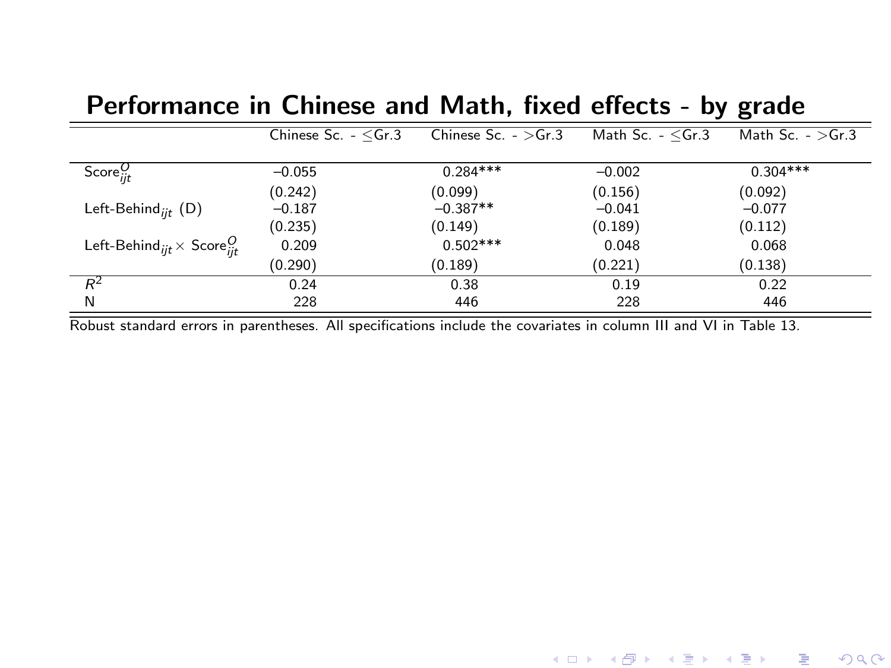# Performance in Chinese and Math, fixed effects - by grade

| | Chinese Sc. - $\leq$Gr.3 | Chinese Sc. - $>$Gr.3 | Math Sc. - $\leq$Gr.3 | Math Sc. - $>$Gr.3 |
|---|---|---|---|---|
| $\text{Score}^{O}_{ijt}$ | −0.055 | 0.284*** | −0.002 | 0.304*** |
| | (0.242) | (0.099) | (0.156) | (0.092) |
| $\text{Left-Behind}_{ijt}$ (D) | −0.187 | −0.387** | −0.041 | −0.077 |
| | (0.235) | (0.149) | (0.189) | (0.112) |
| $\text{Left-Behind}_{ijt} \times \text{Score}^{O}_{ijt}$ | 0.209 | 0.502*** | 0.048 | 0.068 |
| | (0.290) | (0.189) | (0.221) | (0.138) |
| $R^2$ | 0.24 | 0.38 | 0.19 | 0.22 |
| N | 228 | 446 | 228 | 446 |

Robust standard errors in parentheses. All specifications include the covariates in column III and VI in Table 13.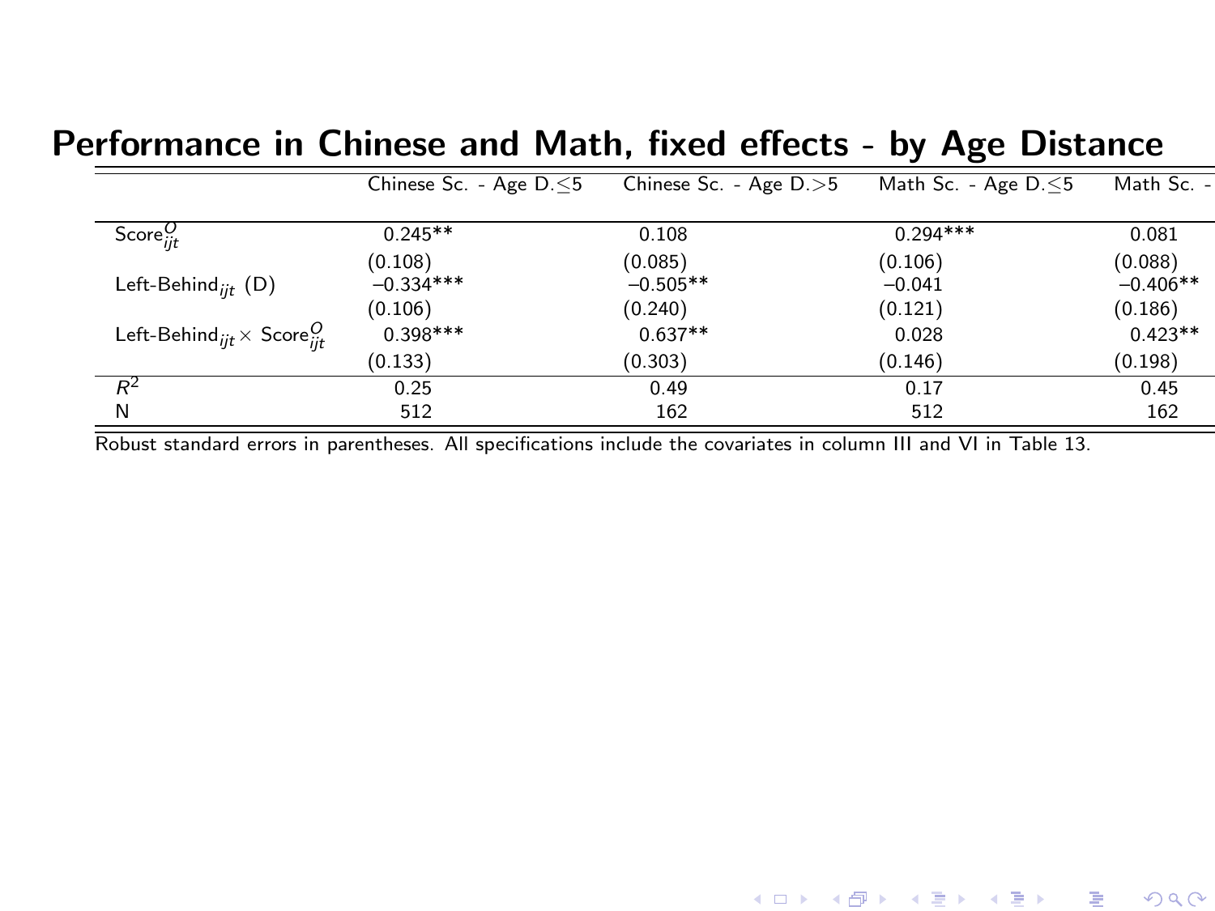## Performance in Chinese and Math, fixed effects - by Age Distance

| | Chinese Sc. - Age D.$\leq$5 | Chinese Sc. - Age D.$>$5 | Math Sc. - Age D.$\leq$5 | Math Sc. - |
|---|---|---|---|---|
| $\text{Score}^O_{ijt}$ | 0.245** | 0.108 | 0.294*** | 0.081 |
| | (0.108) | (0.085) | (0.106) | (0.088) |
| $\text{Left-Behind}_{ijt}$ (D) | −0.334*** | −0.505** | −0.041 | −0.406** |
| | (0.106) | (0.240) | (0.121) | (0.186) |
| $\text{Left-Behind}_{ijt} \times \text{Score}^O_{ijt}$ | 0.398*** | 0.637** | 0.028 | 0.423** |
| | (0.133) | (0.303) | (0.146) | (0.198) |
| $R^2$ | 0.25 | 0.49 | 0.17 | 0.45 |
| N | 512 | 162 | 512 | 162 |

Robust standard errors in parentheses. All specifications include the covariates in column III and VI in Table 13.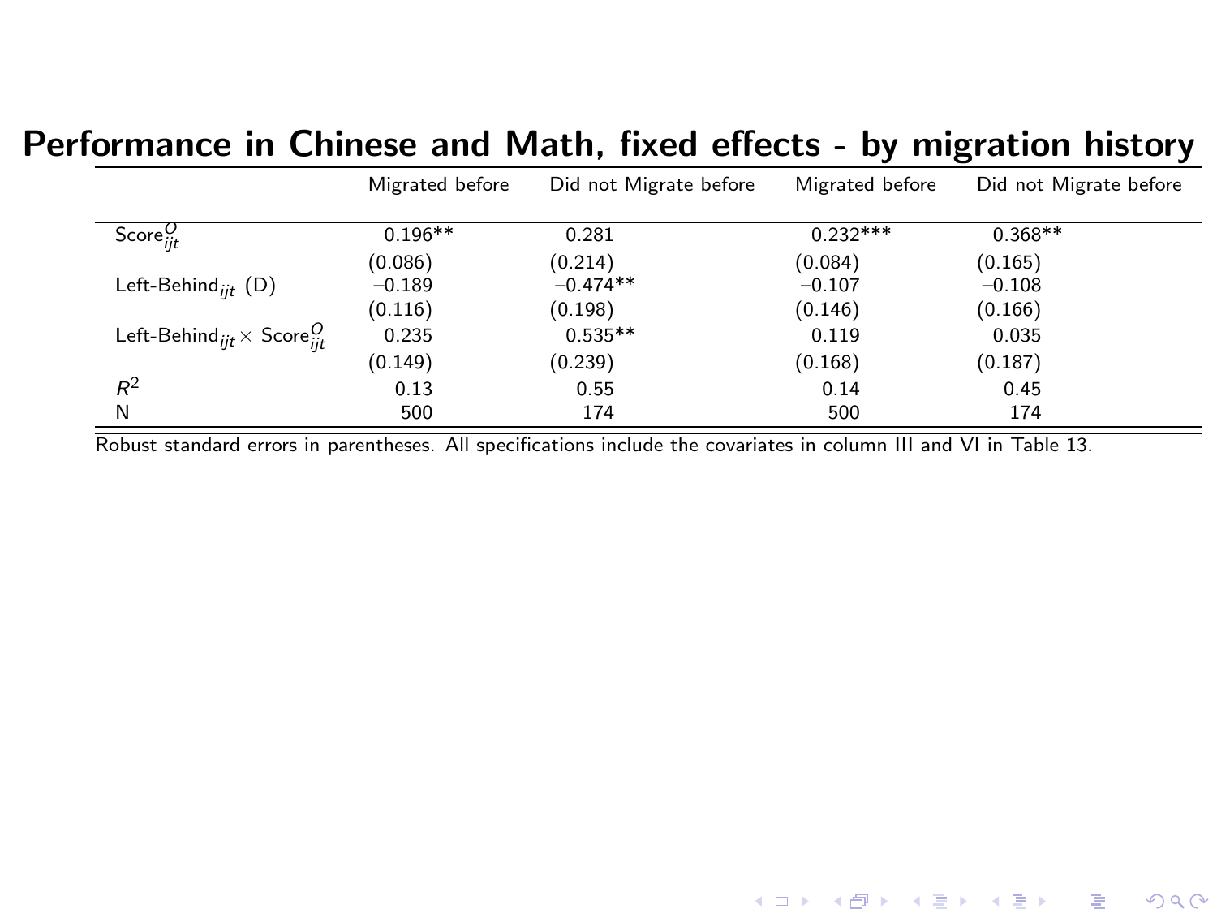# Performance in Chinese and Math, fixed effects - by migration history

| | Migrated before | Did not Migrate before | Migrated before | Did not Migrate before |
|---|---|---|---|---|
| $\text{Score}^{O}_{ijt}$ | 0.196** | 0.281 | 0.232*** | 0.368** |
| | (0.086) | (0.214) | (0.084) | (0.165) |
| $\text{Left-Behind}_{ijt}$ (D) | −0.189 | −0.474** | −0.107 | −0.108 |
| | (0.116) | (0.198) | (0.146) | (0.166) |
| $\text{Left-Behind}_{ijt} \times \text{Score}^{O}_{ijt}$ | 0.235 | 0.535** | 0.119 | 0.035 |
| | (0.149) | (0.239) | (0.168) | (0.187) |
| $R^2$ | 0.13 | 0.55 | 0.14 | 0.45 |
| N | 500 | 174 | 500 | 174 |

Robust standard errors in parentheses. All specifications include the covariates in column III and VI in Table 13.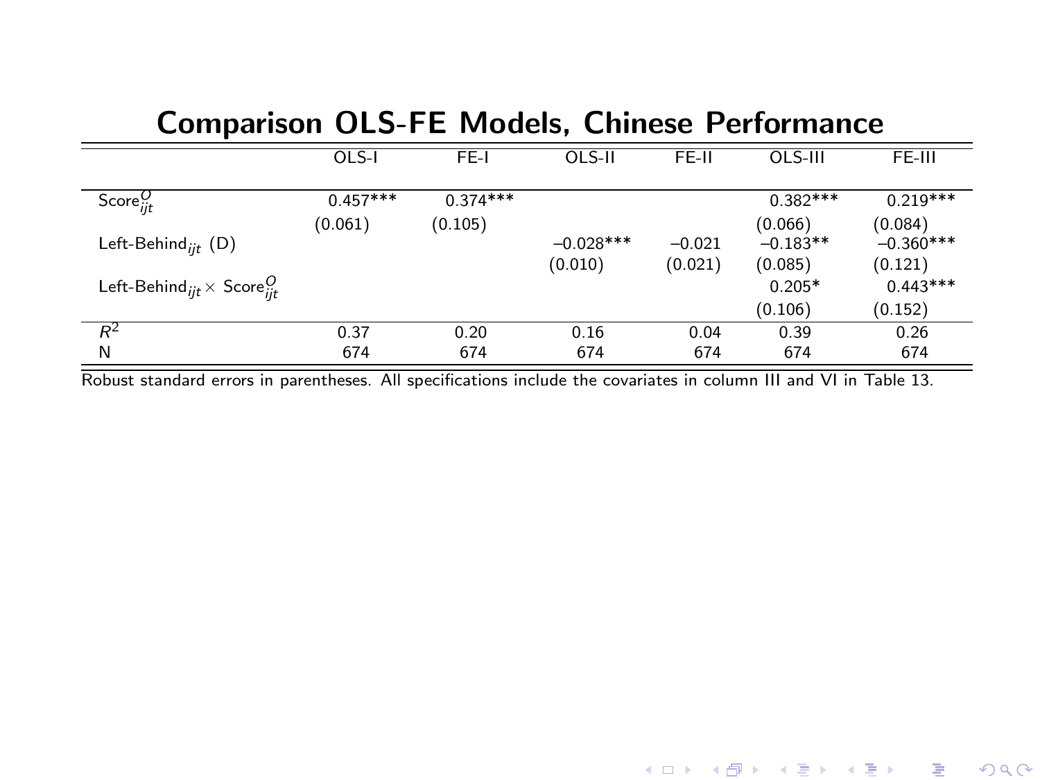## Comparison OLS-FE Models, Chinese Performance

| | OLS-I | FE-I | OLS-II | FE-II | OLS-III | FE-III |
|---|---|---|---|---|---|---|
| $\text{Score}^{O}_{ijt}$ | 0.457*** | 0.374*** | | | 0.382*** | 0.219*** |
| | (0.061) | (0.105) | | | (0.066) | (0.084) |
| $\text{Left-Behind}_{ijt}$ (D) | | | −0.028*** | −0.021 | −0.183** | −0.360*** |
| | | | (0.010) | (0.021) | (0.085) | (0.121) |
| $\text{Left-Behind}_{ijt} \times \text{Score}^{O}_{ijt}$ | | | | | 0.205* | 0.443*** |
| | | | | | (0.106) | (0.152) |
| $R^2$ | 0.37 | 0.20 | 0.16 | 0.04 | 0.39 | 0.26 |
| N | 674 | 674 | 674 | 674 | 674 | 674 |

Robust standard errors in parentheses. All specifications include the covariates in column III and VI in Table 13.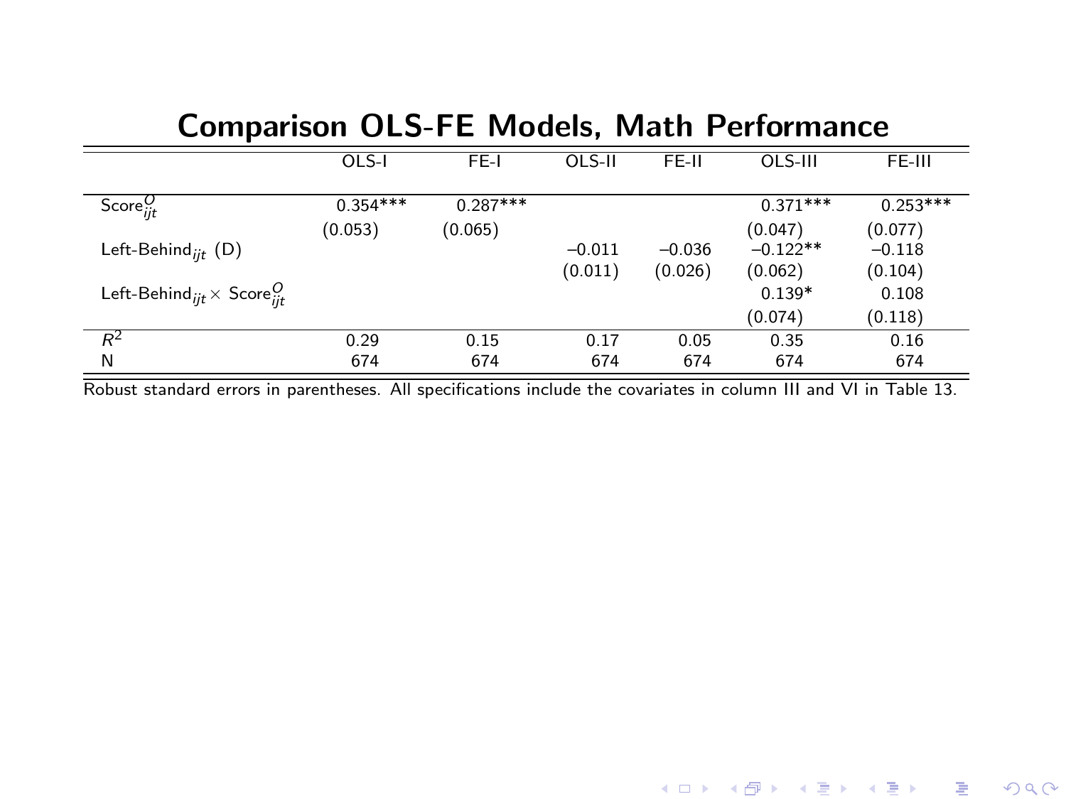# Comparison OLS-FE Models, Math Performance

| | OLS-I | FE-I | OLS-II | FE-II | OLS-III | FE-III |
|---|---|---|---|---|---|---|
| $\text{Score}^{O}_{ijt}$ | 0.354*** | 0.287*** | | | 0.371*** | 0.253*** |
| | (0.053) | (0.065) | | | (0.047) | (0.077) |
| $\text{Left-Behind}_{ijt}$ (D) | | | −0.011 | −0.036 | −0.122** | −0.118 |
| | | | (0.011) | (0.026) | (0.062) | (0.104) |
| $\text{Left-Behind}_{ijt} \times \text{Score}^{O}_{ijt}$ | | | | | 0.139* | 0.108 |
| | | | | | (0.074) | (0.118) |
| $R^2$ | 0.29 | 0.15 | 0.17 | 0.05 | 0.35 | 0.16 |
| N | 674 | 674 | 674 | 674 | 674 | 674 |

Robust standard errors in parentheses. All specifications include the covariates in column III and VI in Table 13.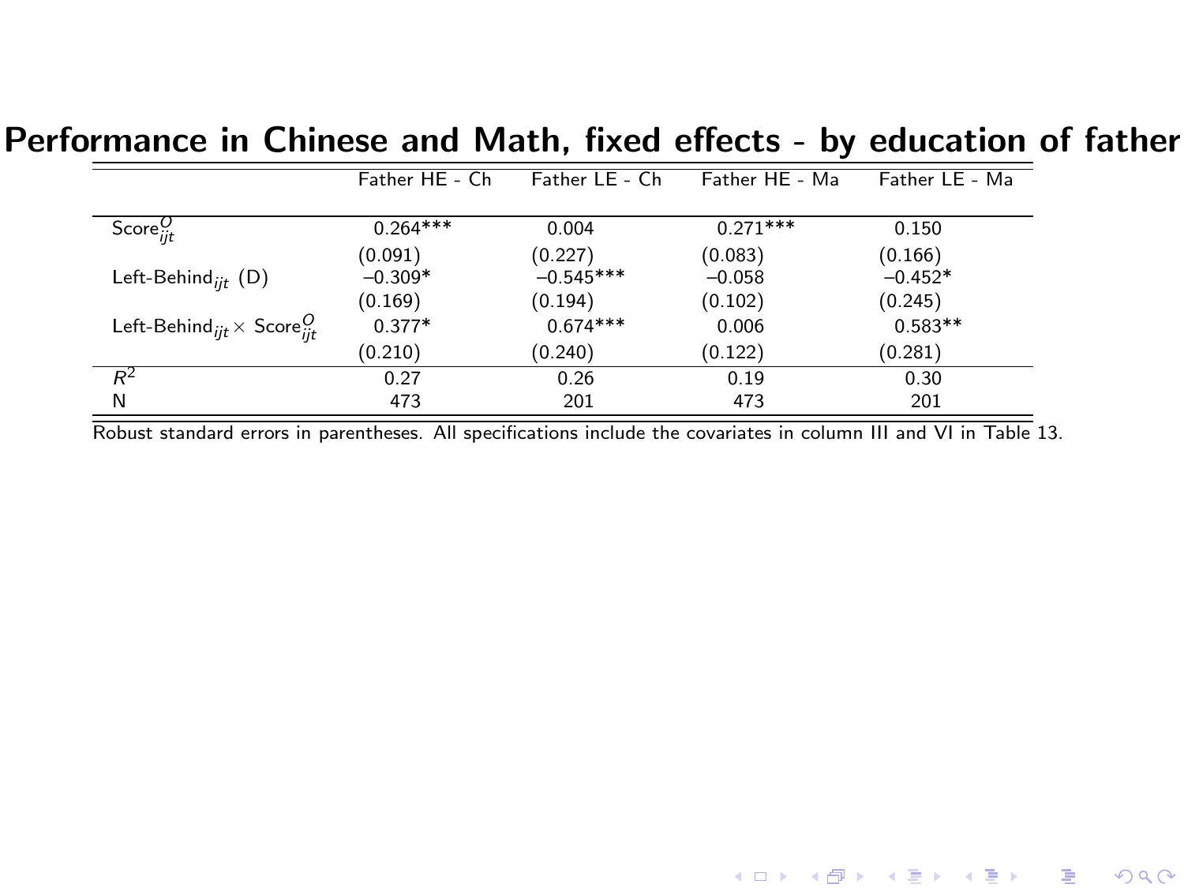# Performance in Chinese and Math, fixed effects - by education of father

| | Father HE - Ch | Father LE - Ch | Father HE - Ma | Father LE - Ma |
|---|---|---|---|---|
| $\text{Score}^{O}_{ijt}$ | 0.264*** | 0.004 | 0.271*** | 0.150 |
| | (0.091) | (0.227) | (0.083) | (0.166) |
| $\text{Left-Behind}_{ijt}$ (D) | −0.309* | −0.545*** | −0.058 | −0.452* |
| | (0.169) | (0.194) | (0.102) | (0.245) |
| $\text{Left-Behind}_{ijt} \times \text{Score}^{O}_{ijt}$ | 0.377* | 0.674*** | 0.006 | 0.583** |
| | (0.210) | (0.240) | (0.122) | (0.281) |
| $R^2$ | 0.27 | 0.26 | 0.19 | 0.30 |
| N | 473 | 201 | 473 | 201 |

Robust standard errors in parentheses. All specifications include the covariates in column III and VI in Table 13.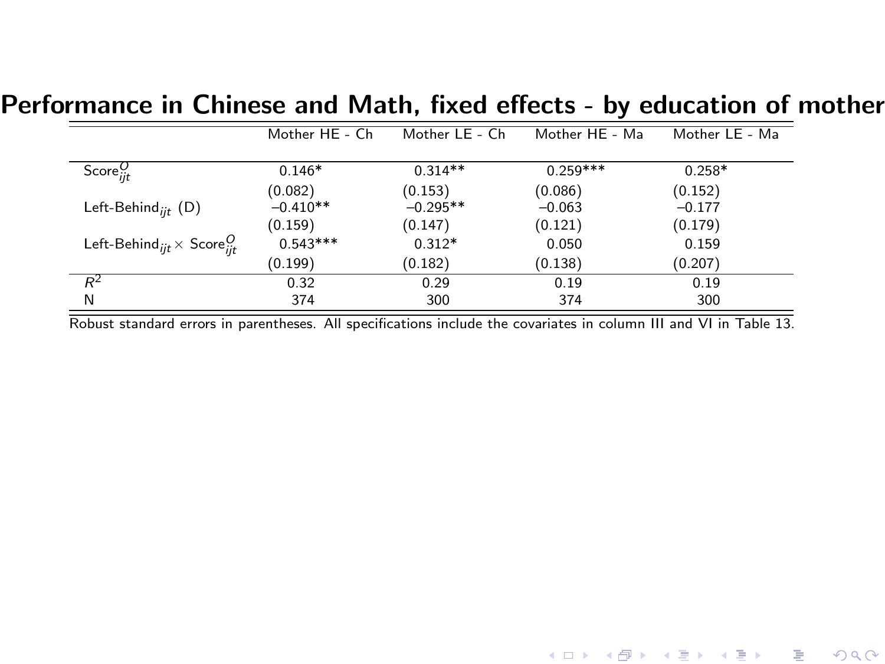## Performance in Chinese and Math, fixed effects - by education of mother

| | Mother HE - Ch | Mother LE - Ch | Mother HE - Ma | Mother LE - Ma |
|---|---|---|---|---|
| $\text{Score}^{O}_{ijt}$ | 0.146* | 0.314** | 0.259*** | 0.258* |
| | (0.082) | (0.153) | (0.086) | (0.152) |
| $\text{Left-Behind}_{ijt}$ (D) | −0.410** | −0.295** | −0.063 | −0.177 |
| | (0.159) | (0.147) | (0.121) | (0.179) |
| $\text{Left-Behind}_{ijt} \times \text{Score}^{O}_{ijt}$ | 0.543*** | 0.312* | 0.050 | 0.159 |
| | (0.199) | (0.182) | (0.138) | (0.207) |
| $R^2$ | 0.32 | 0.29 | 0.19 | 0.19 |
| N | 374 | 300 | 374 | 300 |

Robust standard errors in parentheses. All specifications include the covariates in column III and VI in Table 13.